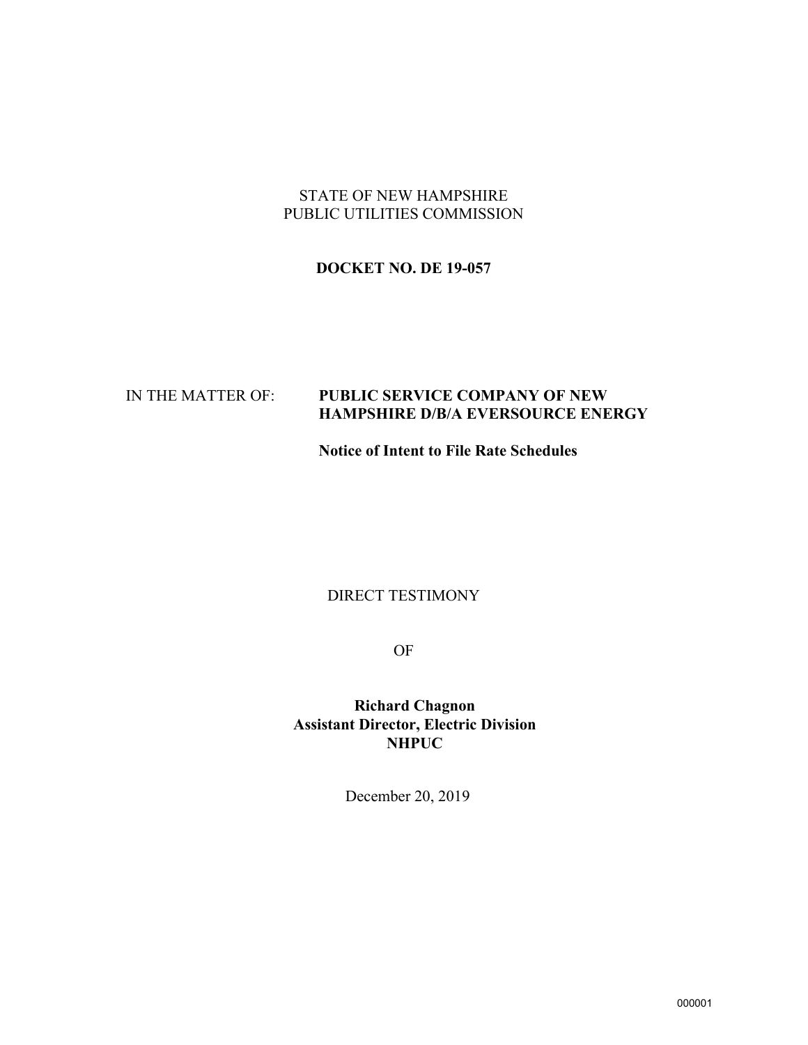STATE OF NEW HAMPSHIRE
PUBLIC UTILITIES COMMISSION

**DOCKET NO. DE 19-057**

IN THE MATTER OF: **PUBLIC SERVICE COMPANY OF NEW HAMPSHIRE D/B/A EVERSOURCE ENERGY**

**Notice of Intent to File Rate Schedules**

DIRECT TESTIMONY

OF

**Richard Chagnon**
**Assistant Director, Electric Division**
**NHPUC**

December 20, 2019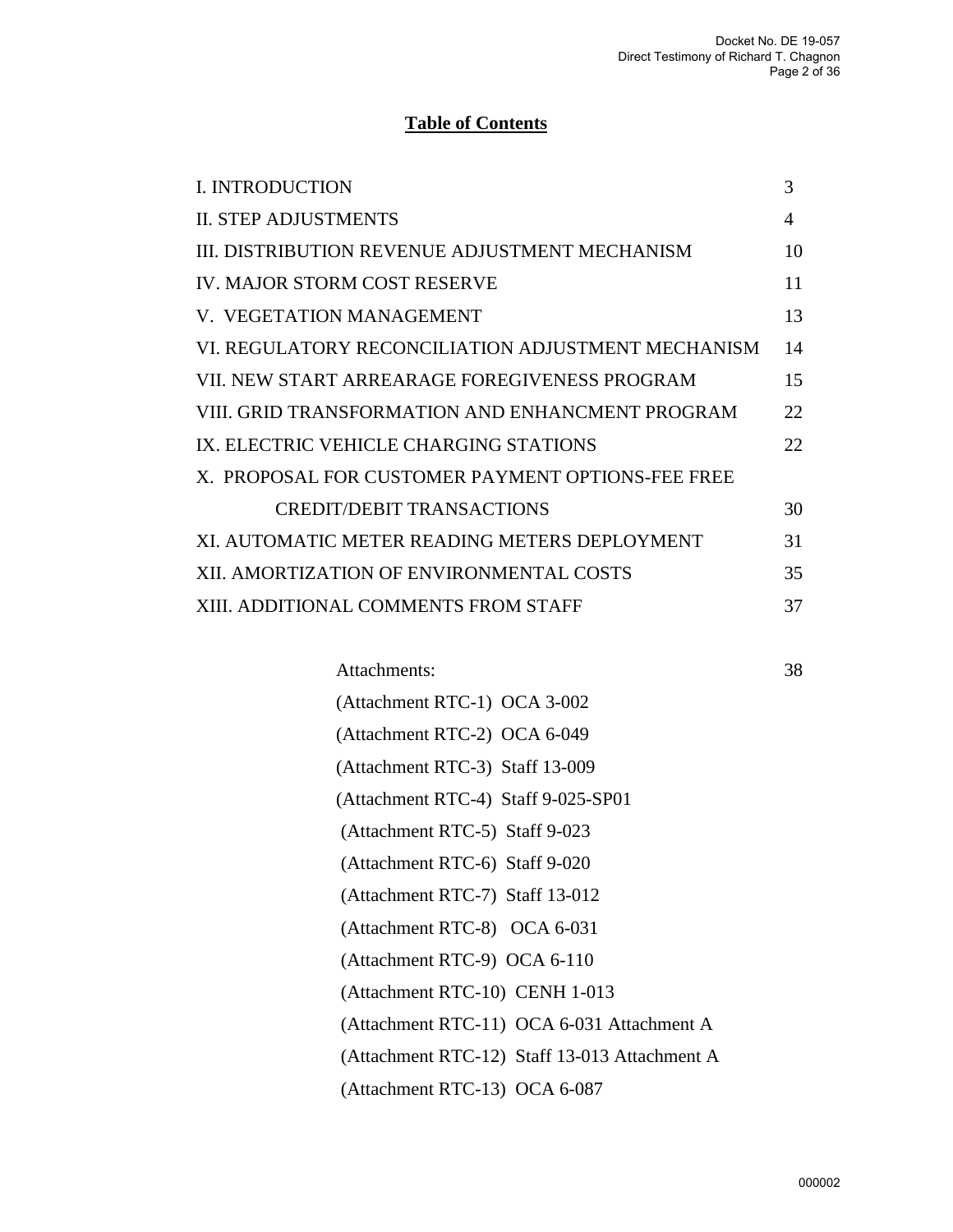# Table of Contents

| | |
|---|---|
| I. INTRODUCTION | 3 |
| II. STEP ADJUSTMENTS | 4 |
| III. DISTRIBUTION REVENUE ADJUSTMENT MECHANISM | 10 |
| IV. MAJOR STORM COST RESERVE | 11 |
| V. VEGETATION MANAGEMENT | 13 |
| VI. REGULATORY RECONCILIATION ADJUSTMENT MECHANISM | 14 |
| VII. NEW START ARREARAGE FOREGIVENESS PROGRAM | 15 |
| VIII. GRID TRANSFORMATION AND ENHANCMENT PROGRAM | 22 |
| IX. ELECTRIC VEHICLE CHARGING STATIONS | 22 |
| X. PROPOSAL FOR CUSTOMER PAYMENT OPTIONS-FEE FREE CREDIT/DEBIT TRANSACTIONS | 30 |
| XI. AUTOMATIC METER READING METERS DEPLOYMENT | 31 |
| XII. AMORTIZATION OF ENVIRONMENTAL COSTS | 35 |
| XIII. ADDITIONAL COMMENTS FROM STAFF | 37 |

Attachments: 38

(Attachment RTC-1) OCA 3-002

(Attachment RTC-2) OCA 6-049

(Attachment RTC-3) Staff 13-009

(Attachment RTC-4) Staff 9-025-SP01

(Attachment RTC-5) Staff 9-023

(Attachment RTC-6) Staff 9-020

(Attachment RTC-7) Staff 13-012

(Attachment RTC-8) OCA 6-031

(Attachment RTC-9) OCA 6-110

(Attachment RTC-10) CENH 1-013

(Attachment RTC-11) OCA 6-031 Attachment A

(Attachment RTC-12) Staff 13-013 Attachment A

(Attachment RTC-13) OCA 6-087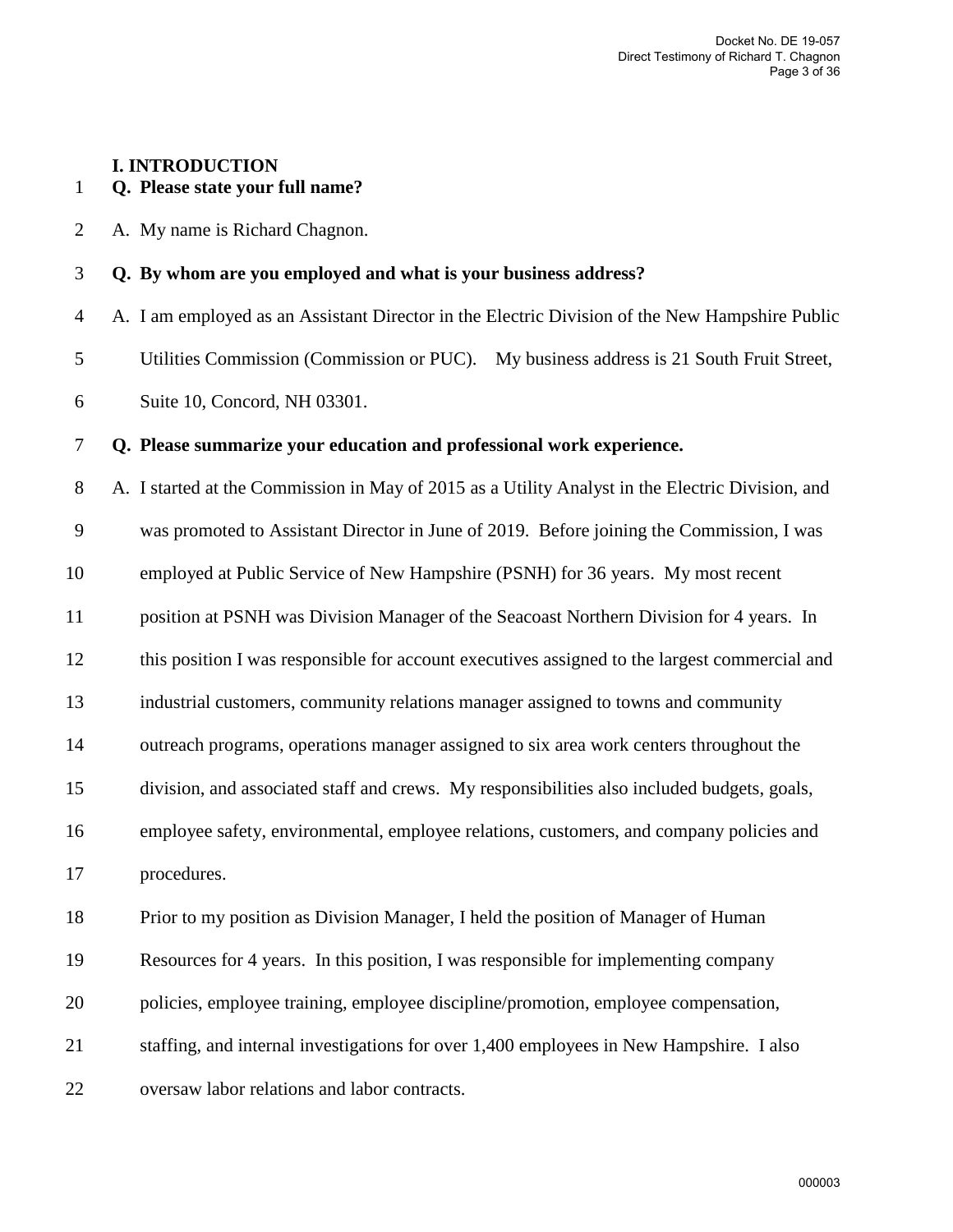## I. INTRODUCTION

**Q. Please state your full name?**

A. My name is Richard Chagnon.

**Q. By whom are you employed and what is your business address?**

A. I am employed as an Assistant Director in the Electric Division of the New Hampshire Public Utilities Commission (Commission or PUC). My business address is 21 South Fruit Street, Suite 10, Concord, NH 03301.

**Q. Please summarize your education and professional work experience.**

A. I started at the Commission in May of 2015 as a Utility Analyst in the Electric Division, and was promoted to Assistant Director in June of 2019. Before joining the Commission, I was employed at Public Service of New Hampshire (PSNH) for 36 years. My most recent position at PSNH was Division Manager of the Seacoast Northern Division for 4 years. In this position I was responsible for account executives assigned to the largest commercial and industrial customers, community relations manager assigned to towns and community outreach programs, operations manager assigned to six area work centers throughout the division, and associated staff and crews. My responsibilities also included budgets, goals, employee safety, environmental, employee relations, customers, and company policies and procedures.

Prior to my position as Division Manager, I held the position of Manager of Human Resources for 4 years. In this position, I was responsible for implementing company policies, employee training, employee discipline/promotion, employee compensation, staffing, and internal investigations for over 1,400 employees in New Hampshire. I also oversaw labor relations and labor contracts.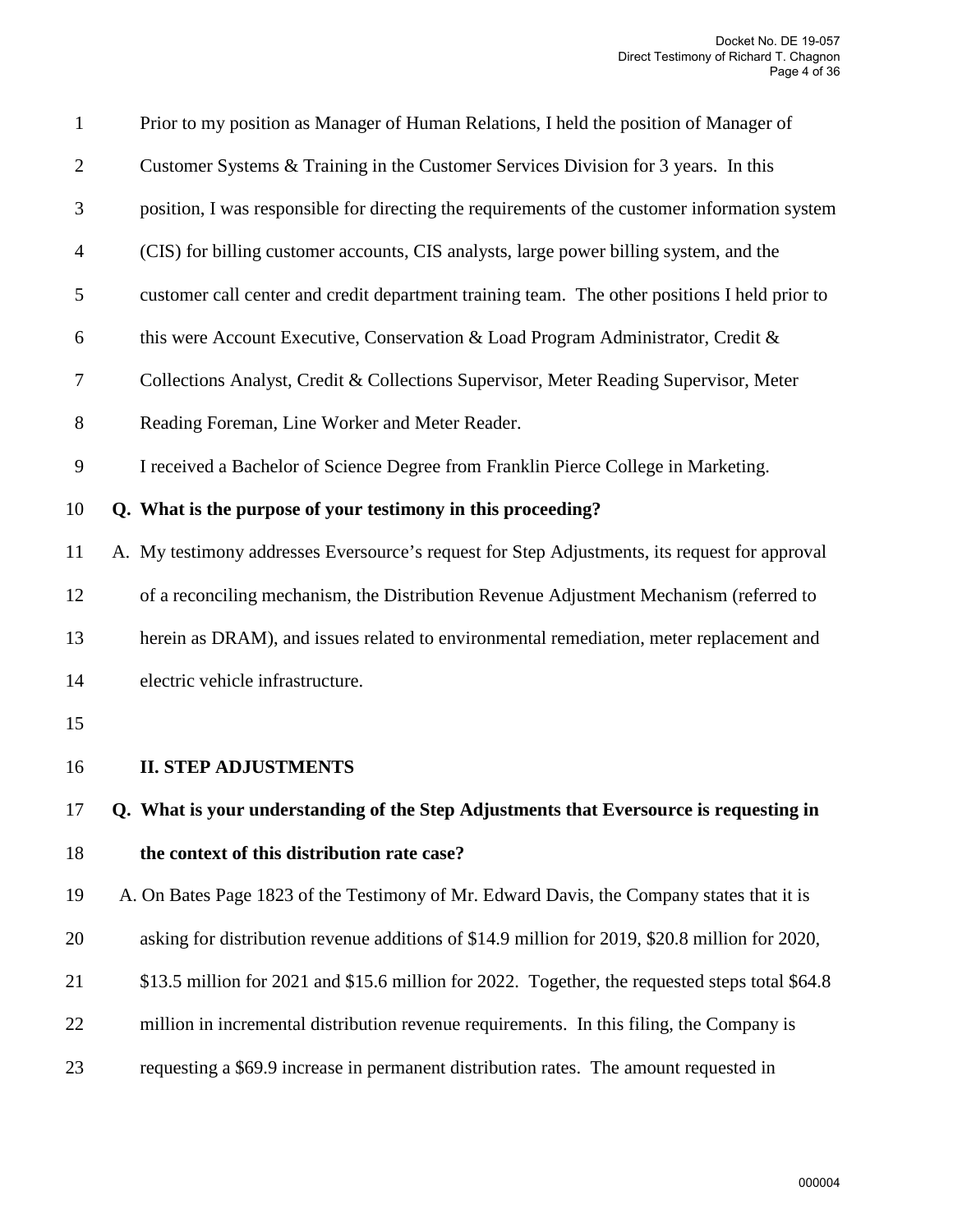Prior to my position as Manager of Human Relations, I held the position of Manager of Customer Systems & Training in the Customer Services Division for 3 years. In this position, I was responsible for directing the requirements of the customer information system (CIS) for billing customer accounts, CIS analysts, large power billing system, and the customer call center and credit department training team. The other positions I held prior to this were Account Executive, Conservation & Load Program Administrator, Credit & Collections Analyst, Credit & Collections Supervisor, Meter Reading Supervisor, Meter Reading Foreman, Line Worker and Meter Reader.

I received a Bachelor of Science Degree from Franklin Pierce College in Marketing.

**Q. What is the purpose of your testimony in this proceeding?**

A. My testimony addresses Eversource's request for Step Adjustments, its request for approval of a reconciling mechanism, the Distribution Revenue Adjustment Mechanism (referred to herein as DRAM), and issues related to environmental remediation, meter replacement and electric vehicle infrastructure.

## II. STEP ADJUSTMENTS

**Q. What is your understanding of the Step Adjustments that Eversource is requesting in the context of this distribution rate case?**

A. On Bates Page 1823 of the Testimony of Mr. Edward Davis, the Company states that it is asking for distribution revenue additions of $14.9 million for 2019, $20.8 million for 2020, $13.5 million for 2021 and $15.6 million for 2022. Together, the requested steps total $64.8 million in incremental distribution revenue requirements. In this filing, the Company is requesting a $69.9 increase in permanent distribution rates. The amount requested in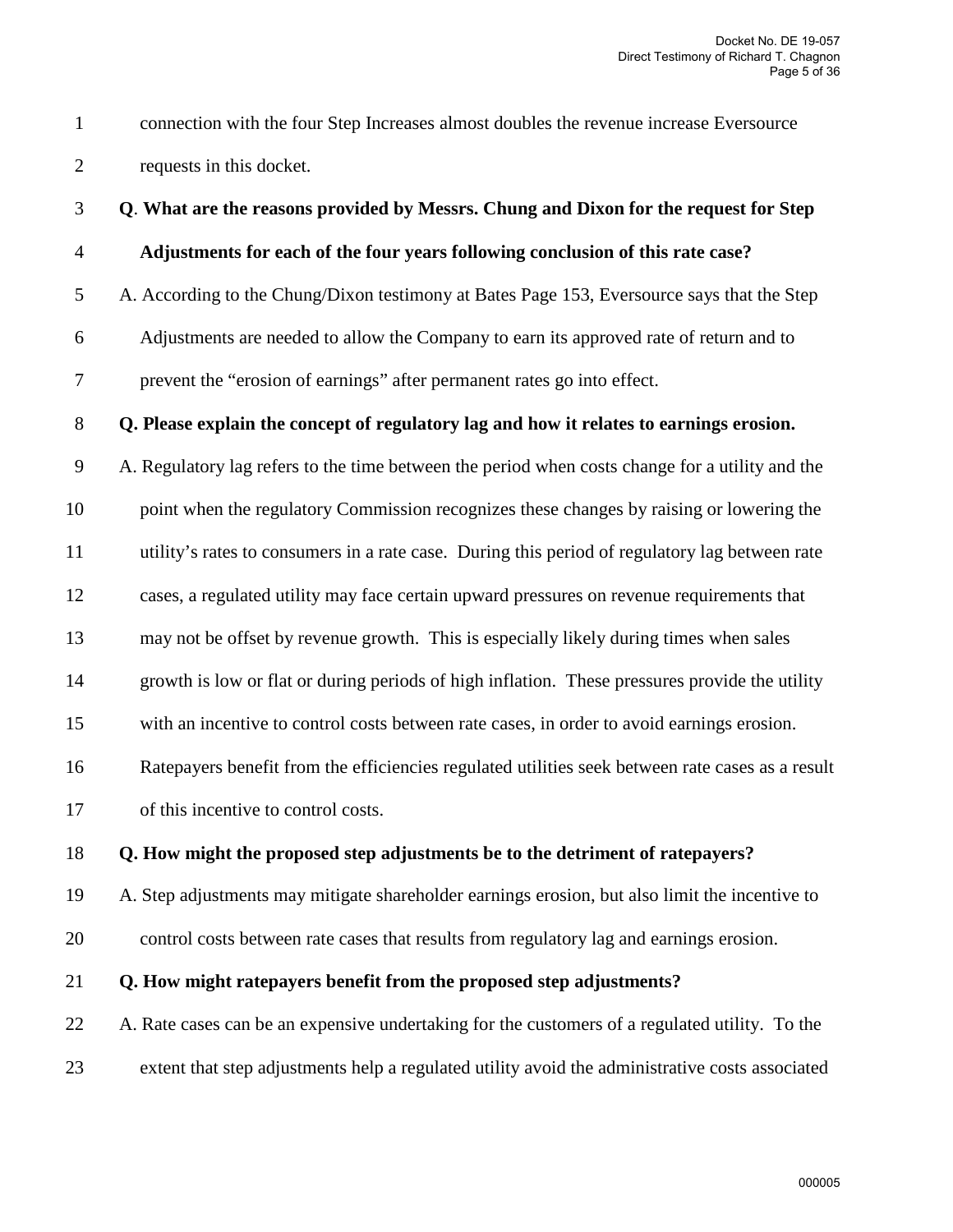connection with the four Step Increases almost doubles the revenue increase Eversource requests in this docket.

**Q. What are the reasons provided by Messrs. Chung and Dixon for the request for Step Adjustments for each of the four years following conclusion of this rate case?**

A. According to the Chung/Dixon testimony at Bates Page 153, Eversource says that the Step Adjustments are needed to allow the Company to earn its approved rate of return and to prevent the "erosion of earnings" after permanent rates go into effect.

**Q. Please explain the concept of regulatory lag and how it relates to earnings erosion.**

A. Regulatory lag refers to the time between the period when costs change for a utility and the point when the regulatory Commission recognizes these changes by raising or lowering the utility's rates to consumers in a rate case. During this period of regulatory lag between rate cases, a regulated utility may face certain upward pressures on revenue requirements that may not be offset by revenue growth. This is especially likely during times when sales growth is low or flat or during periods of high inflation. These pressures provide the utility with an incentive to control costs between rate cases, in order to avoid earnings erosion. Ratepayers benefit from the efficiencies regulated utilities seek between rate cases as a result of this incentive to control costs.

**Q. How might the proposed step adjustments be to the detriment of ratepayers?**

A. Step adjustments may mitigate shareholder earnings erosion, but also limit the incentive to control costs between rate cases that results from regulatory lag and earnings erosion.

**Q. How might ratepayers benefit from the proposed step adjustments?**

A. Rate cases can be an expensive undertaking for the customers of a regulated utility. To the extent that step adjustments help a regulated utility avoid the administrative costs associated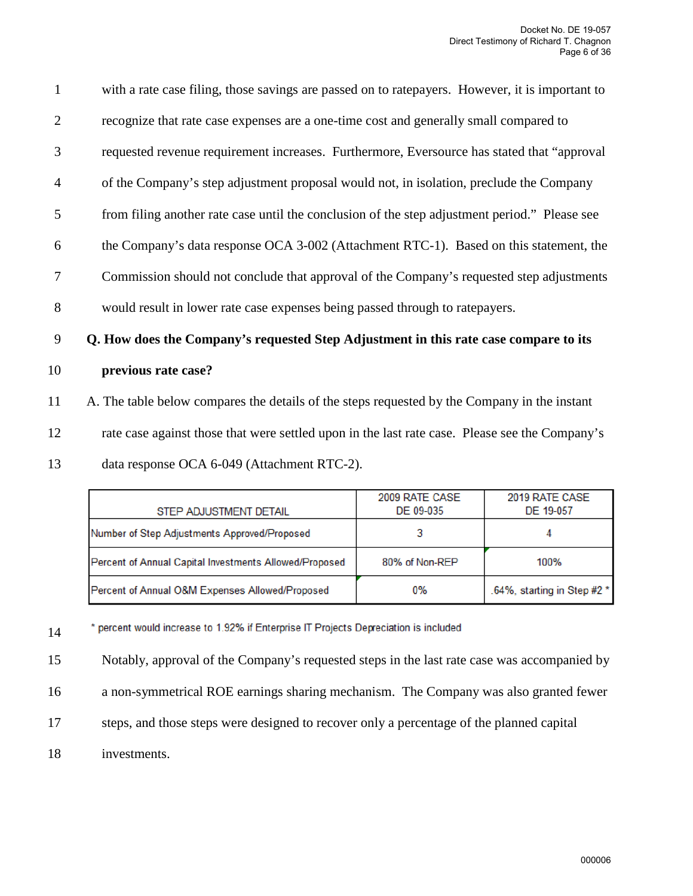with a rate case filing, those savings are passed on to ratepayers. However, it is important to recognize that rate case expenses are a one-time cost and generally small compared to requested revenue requirement increases. Furthermore, Eversource has stated that "approval of the Company's step adjustment proposal would not, in isolation, preclude the Company from filing another rate case until the conclusion of the step adjustment period." Please see the Company's data response OCA 3-002 (Attachment RTC-1). Based on this statement, the Commission should not conclude that approval of the Company's requested step adjustments would result in lower rate case expenses being passed through to ratepayers.

**Q. How does the Company's requested Step Adjustment in this rate case compare to its previous rate case?**

A. The table below compares the details of the steps requested by the Company in the instant rate case against those that were settled upon in the last rate case. Please see the Company's data response OCA 6-049 (Attachment RTC-2).

| STEP ADJUSTMENT DETAIL | 2009 RATE CASE DE 09-035 | 2019 RATE CASE DE 19-057 |
|---|---|---|
| Number of Step Adjustments Approved/Proposed | 3 | 4 |
| Percent of Annual Capital Investments Allowed/Proposed | 80% of Non-REP | 100% |
| Percent of Annual O&M Expenses Allowed/Proposed | 0% | .64%, starting in Step #2 * |

\* percent would increase to 1.92% if Enterprise IT Projects Depreciation is included

Notably, approval of the Company's requested steps in the last rate case was accompanied by a non-symmetrical ROE earnings sharing mechanism. The Company was also granted fewer steps, and those steps were designed to recover only a percentage of the planned capital investments.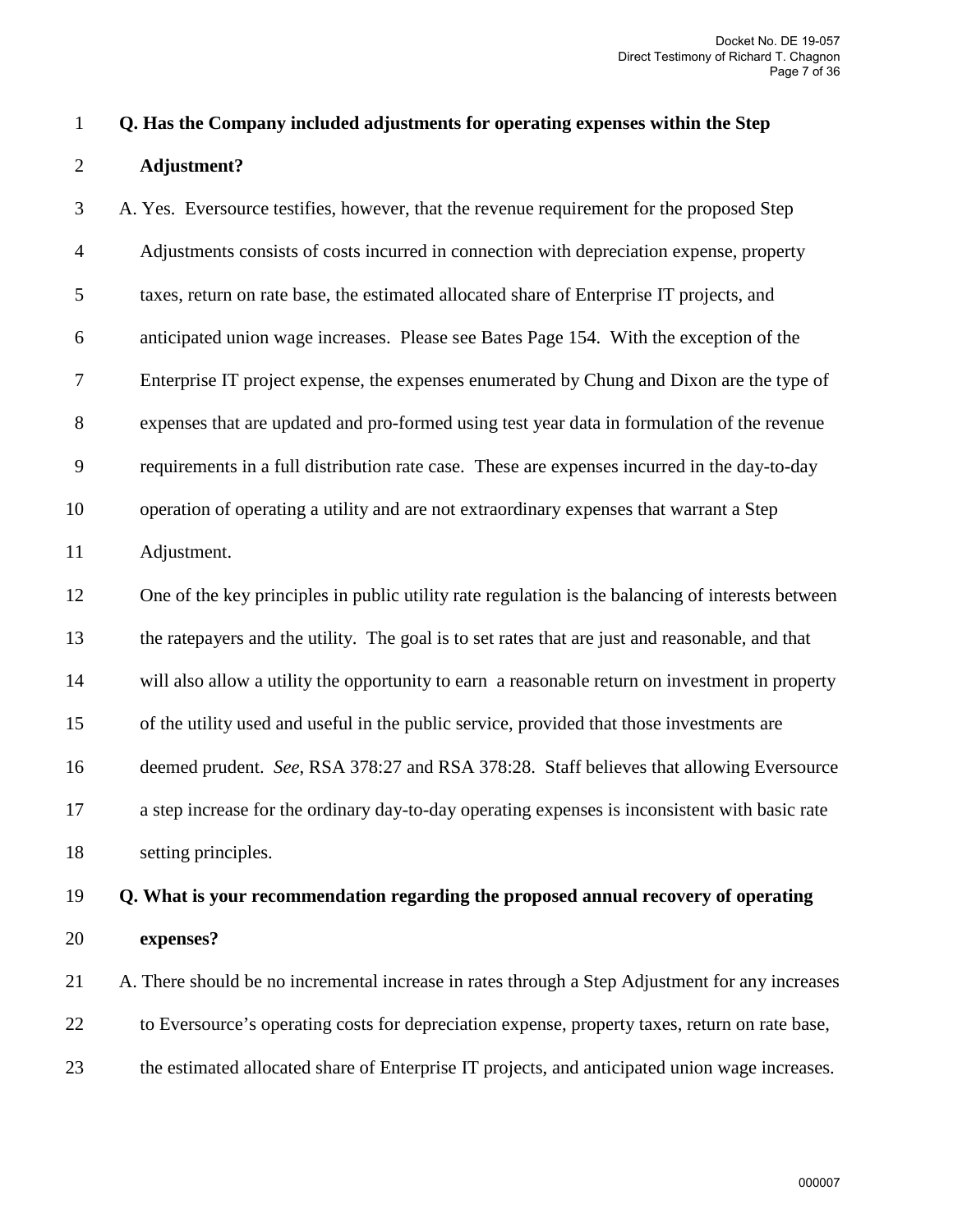**Q. Has the Company included adjustments for operating expenses within the Step Adjustment?**

A. Yes. Eversource testifies, however, that the revenue requirement for the proposed Step Adjustments consists of costs incurred in connection with depreciation expense, property taxes, return on rate base, the estimated allocated share of Enterprise IT projects, and anticipated union wage increases. Please see Bates Page 154. With the exception of the Enterprise IT project expense, the expenses enumerated by Chung and Dixon are the type of expenses that are updated and pro-formed using test year data in formulation of the revenue requirements in a full distribution rate case. These are expenses incurred in the day-to-day operation of operating a utility and are not extraordinary expenses that warrant a Step Adjustment.

One of the key principles in public utility rate regulation is the balancing of interests between the ratepayers and the utility. The goal is to set rates that are just and reasonable, and that will also allow a utility the opportunity to earn a reasonable return on investment in property of the utility used and useful in the public service, provided that those investments are deemed prudent. *See*, RSA 378:27 and RSA 378:28. Staff believes that allowing Eversource a step increase for the ordinary day-to-day operating expenses is inconsistent with basic rate setting principles.

**Q. What is your recommendation regarding the proposed annual recovery of operating expenses?**

A. There should be no incremental increase in rates through a Step Adjustment for any increases to Eversource's operating costs for depreciation expense, property taxes, return on rate base, the estimated allocated share of Enterprise IT projects, and anticipated union wage increases.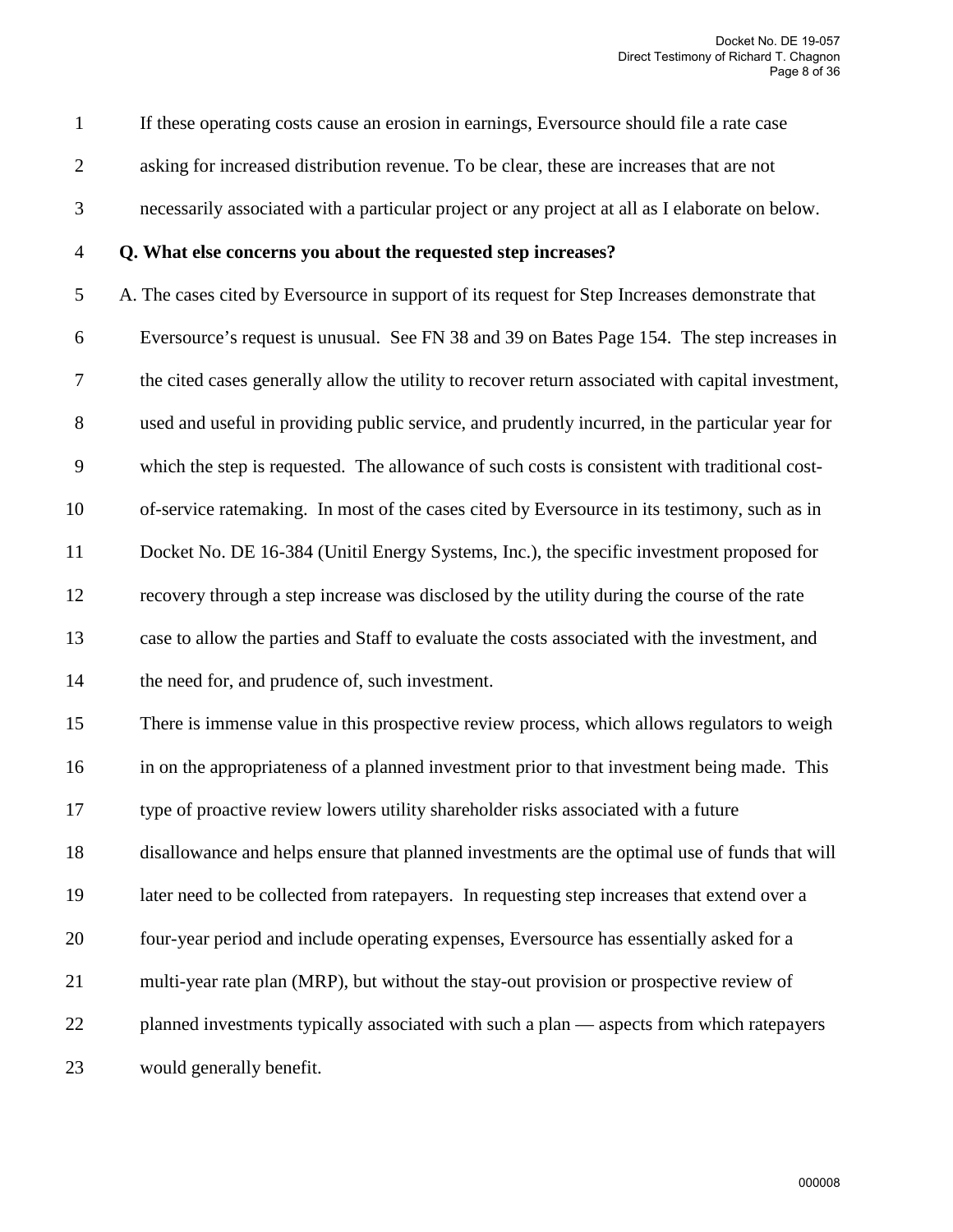If these operating costs cause an erosion in earnings, Eversource should file a rate case asking for increased distribution revenue. To be clear, these are increases that are not necessarily associated with a particular project or any project at all as I elaborate on below.

**Q. What else concerns you about the requested step increases?**

A. The cases cited by Eversource in support of its request for Step Increases demonstrate that Eversource's request is unusual. See FN 38 and 39 on Bates Page 154. The step increases in the cited cases generally allow the utility to recover return associated with capital investment, used and useful in providing public service, and prudently incurred, in the particular year for which the step is requested. The allowance of such costs is consistent with traditional cost-of-service ratemaking. In most of the cases cited by Eversource in its testimony, such as in Docket No. DE 16-384 (Unitil Energy Systems, Inc.), the specific investment proposed for recovery through a step increase was disclosed by the utility during the course of the rate case to allow the parties and Staff to evaluate the costs associated with the investment, and the need for, and prudence of, such investment.

There is immense value in this prospective review process, which allows regulators to weigh in on the appropriateness of a planned investment prior to that investment being made. This type of proactive review lowers utility shareholder risks associated with a future disallowance and helps ensure that planned investments are the optimal use of funds that will later need to be collected from ratepayers. In requesting step increases that extend over a four-year period and include operating expenses, Eversource has essentially asked for a multi-year rate plan (MRP), but without the stay-out provision or prospective review of planned investments typically associated with such a plan — aspects from which ratepayers would generally benefit.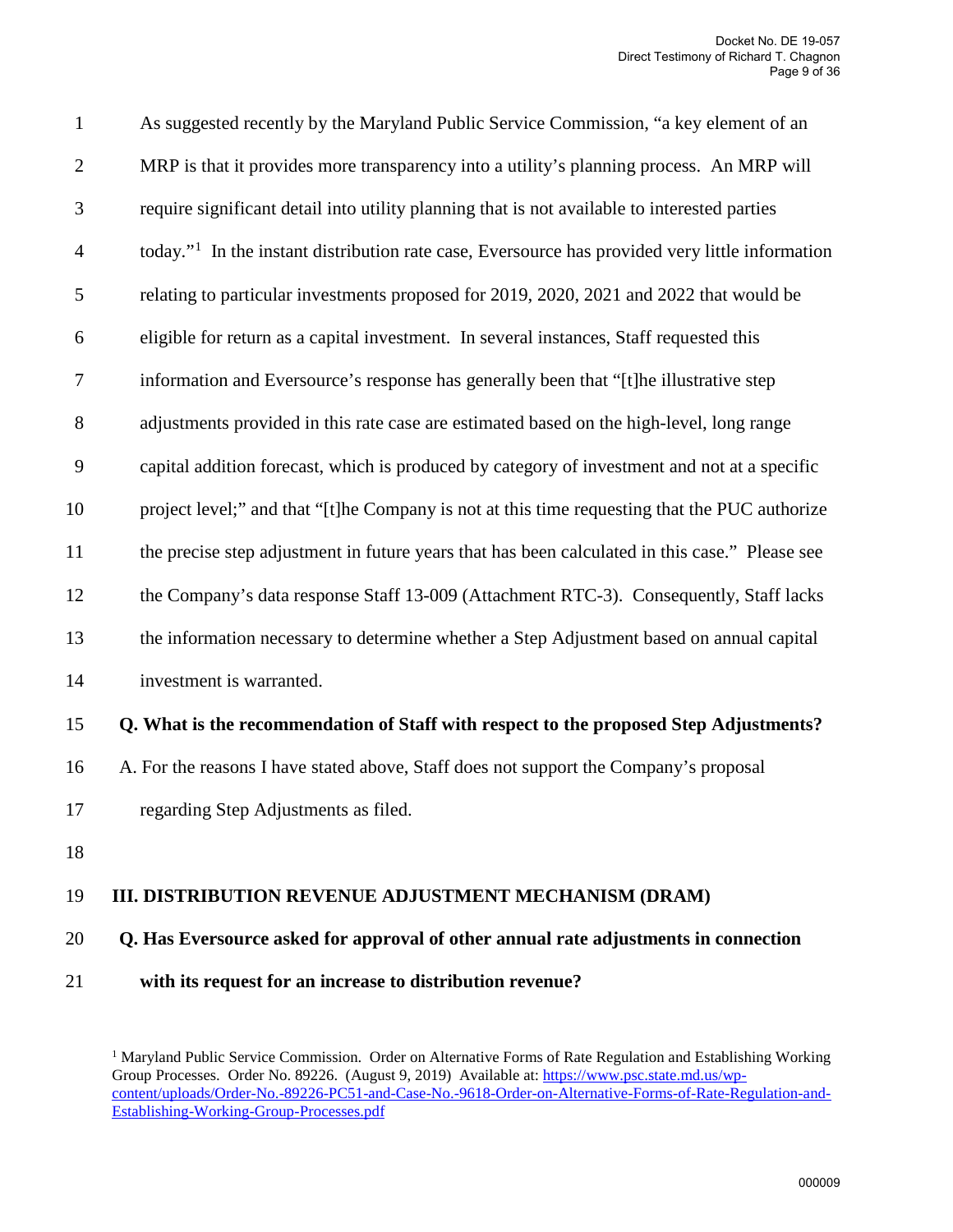As suggested recently by the Maryland Public Service Commission, "a key element of an MRP is that it provides more transparency into a utility's planning process. An MRP will require significant detail into utility planning that is not available to interested parties today."[1] In the instant distribution rate case, Eversource has provided very little information relating to particular investments proposed for 2019, 2020, 2021 and 2022 that would be eligible for return as a capital investment. In several instances, Staff requested this information and Eversource's response has generally been that "[t]he illustrative step adjustments provided in this rate case are estimated based on the high-level, long range capital addition forecast, which is produced by category of investment and not at a specific project level;" and that "[t]he Company is not at this time requesting that the PUC authorize the precise step adjustment in future years that has been calculated in this case." Please see the Company's data response Staff 13-009 (Attachment RTC-3). Consequently, Staff lacks the information necessary to determine whether a Step Adjustment based on annual capital investment is warranted.

**Q. What is the recommendation of Staff with respect to the proposed Step Adjustments?**

A. For the reasons I have stated above, Staff does not support the Company's proposal regarding Step Adjustments as filed.

## III. DISTRIBUTION REVENUE ADJUSTMENT MECHANISM (DRAM)

**Q. Has Eversource asked for approval of other annual rate adjustments in connection with its request for an increase to distribution revenue?**

[1] Maryland Public Service Commission. Order on Alternative Forms of Rate Regulation and Establishing Working Group Processes. Order No. 89226. (August 9, 2019) Available at: https://www.psc.state.md.us/wp-content/uploads/Order-No.-89226-PC51-and-Case-No.-9618-Order-on-Alternative-Forms-of-Rate-Regulation-and-Establishing-Working-Group-Processes.pdf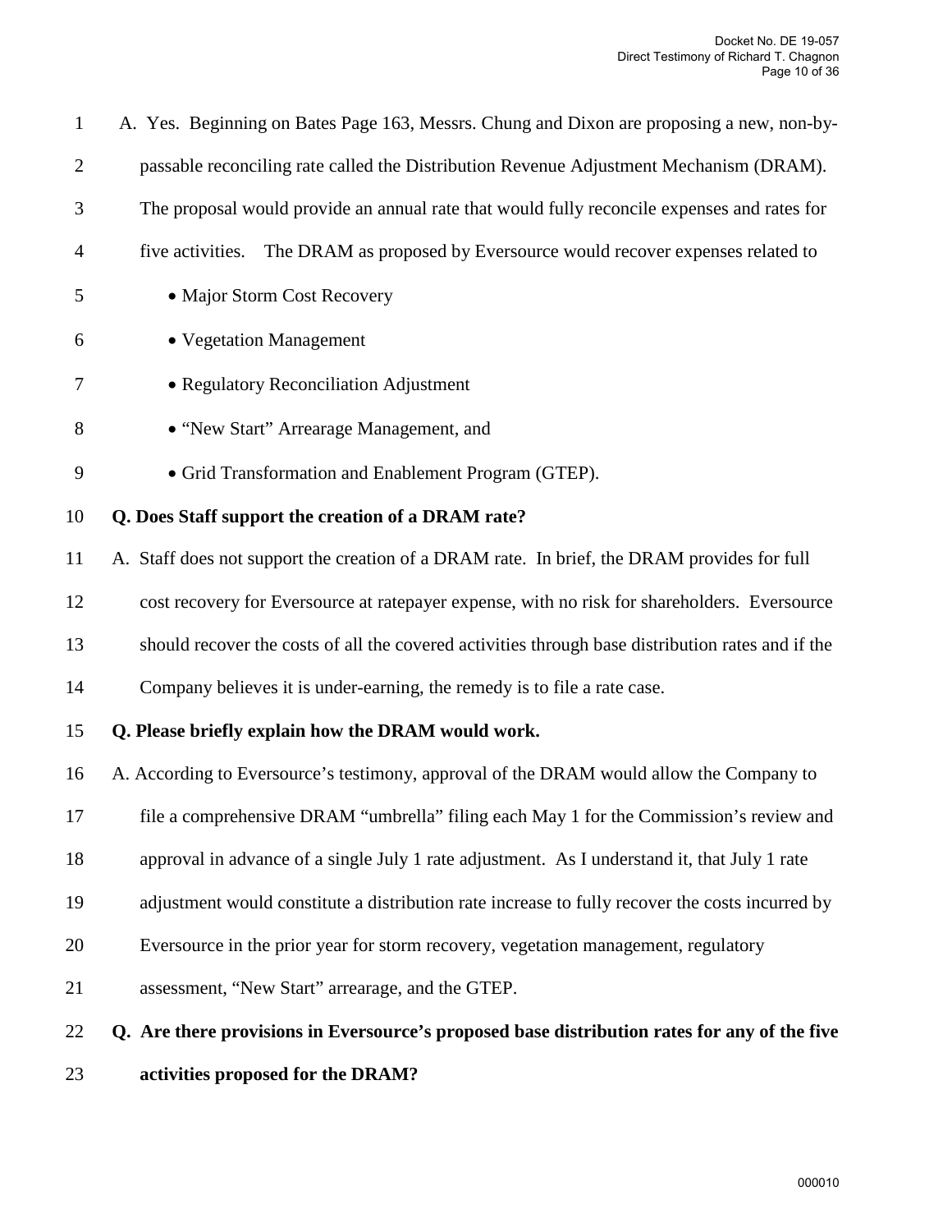A. Yes. Beginning on Bates Page 163, Messrs. Chung and Dixon are proposing a new, non-by-passable reconciling rate called the Distribution Revenue Adjustment Mechanism (DRAM). The proposal would provide an annual rate that would fully reconcile expenses and rates for five activities. The DRAM as proposed by Eversource would recover expenses related to

- Major Storm Cost Recovery
- Vegetation Management
- Regulatory Reconciliation Adjustment
- "New Start" Arrearage Management, and
- Grid Transformation and Enablement Program (GTEP).

**Q. Does Staff support the creation of a DRAM rate?**

A. Staff does not support the creation of a DRAM rate. In brief, the DRAM provides for full cost recovery for Eversource at ratepayer expense, with no risk for shareholders. Eversource should recover the costs of all the covered activities through base distribution rates and if the Company believes it is under-earning, the remedy is to file a rate case.

**Q. Please briefly explain how the DRAM would work.**

A. According to Eversource's testimony, approval of the DRAM would allow the Company to file a comprehensive DRAM "umbrella" filing each May 1 for the Commission's review and approval in advance of a single July 1 rate adjustment. As I understand it, that July 1 rate adjustment would constitute a distribution rate increase to fully recover the costs incurred by Eversource in the prior year for storm recovery, vegetation management, regulatory assessment, "New Start" arrearage, and the GTEP.

**Q. Are there provisions in Eversource's proposed base distribution rates for any of the five activities proposed for the DRAM?**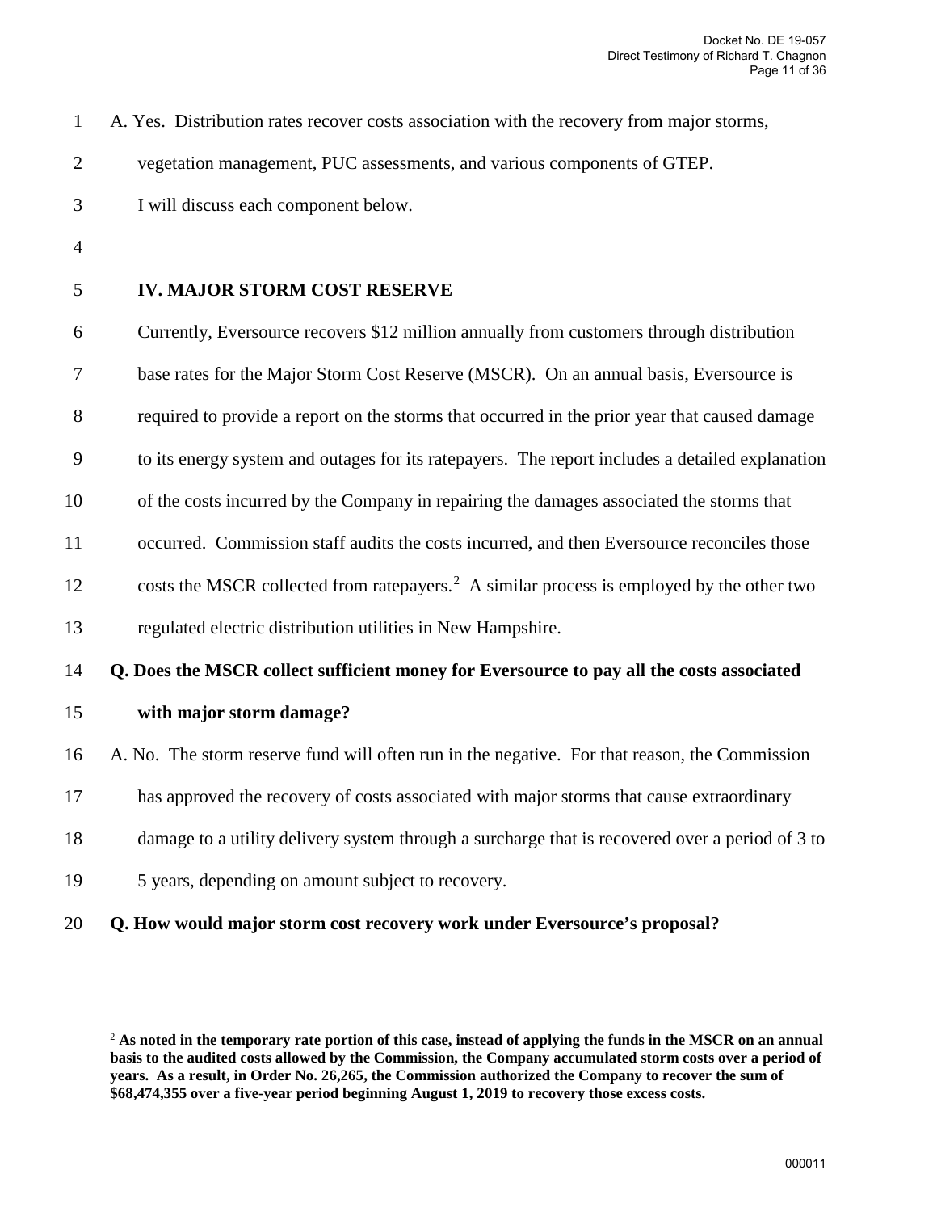A. Yes. Distribution rates recover costs association with the recovery from major storms, vegetation management, PUC assessments, and various components of GTEP. I will discuss each component below.

## IV. MAJOR STORM COST RESERVE

Currently, Eversource recovers $12 million annually from customers through distribution base rates for the Major Storm Cost Reserve (MSCR). On an annual basis, Eversource is required to provide a report on the storms that occurred in the prior year that caused damage to its energy system and outages for its ratepayers. The report includes a detailed explanation of the costs incurred by the Company in repairing the damages associated the storms that occurred. Commission staff audits the costs incurred, and then Eversource reconciles those costs the MSCR collected from ratepayers.[2] A similar process is employed by the other two regulated electric distribution utilities in New Hampshire.

**Q. Does the MSCR collect sufficient money for Eversource to pay all the costs associated with major storm damage?**

A. No. The storm reserve fund will often run in the negative. For that reason, the Commission has approved the recovery of costs associated with major storms that cause extraordinary damage to a utility delivery system through a surcharge that is recovered over a period of 3 to 5 years, depending on amount subject to recovery.

**Q. How would major storm cost recovery work under Eversource's proposal?**

[2] **As noted in the temporary rate portion of this case, instead of applying the funds in the MSCR on an annual basis to the audited costs allowed by the Commission, the Company accumulated storm costs over a period of years. As a result, in Order No. 26,265, the Commission authorized the Company to recover the sum of $68,474,355 over a five-year period beginning August 1, 2019 to recovery those excess costs.**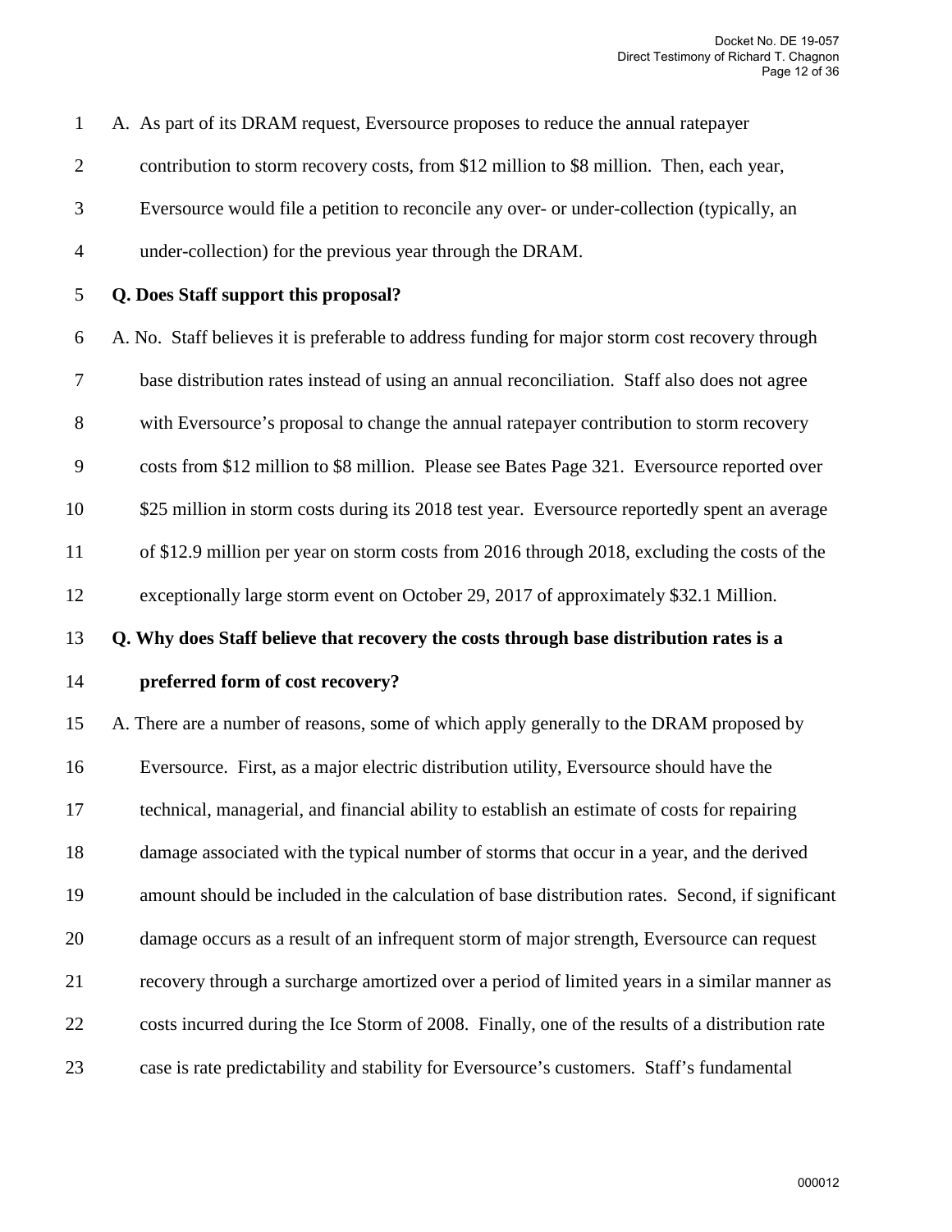A. As part of its DRAM request, Eversource proposes to reduce the annual ratepayer contribution to storm recovery costs, from $12 million to $8 million. Then, each year, Eversource would file a petition to reconcile any over- or under-collection (typically, an under-collection) for the previous year through the DRAM.

**Q. Does Staff support this proposal?**

A. No. Staff believes it is preferable to address funding for major storm cost recovery through base distribution rates instead of using an annual reconciliation. Staff also does not agree with Eversource's proposal to change the annual ratepayer contribution to storm recovery costs from $12 million to $8 million. Please see Bates Page 321. Eversource reported over $25 million in storm costs during its 2018 test year. Eversource reportedly spent an average of $12.9 million per year on storm costs from 2016 through 2018, excluding the costs of the exceptionally large storm event on October 29, 2017 of approximately $32.1 Million.

**Q. Why does Staff believe that recovery the costs through base distribution rates is a preferred form of cost recovery?**

A. There are a number of reasons, some of which apply generally to the DRAM proposed by Eversource. First, as a major electric distribution utility, Eversource should have the technical, managerial, and financial ability to establish an estimate of costs for repairing damage associated with the typical number of storms that occur in a year, and the derived amount should be included in the calculation of base distribution rates. Second, if significant damage occurs as a result of an infrequent storm of major strength, Eversource can request recovery through a surcharge amortized over a period of limited years in a similar manner as costs incurred during the Ice Storm of 2008. Finally, one of the results of a distribution rate case is rate predictability and stability for Eversource's customers. Staff's fundamental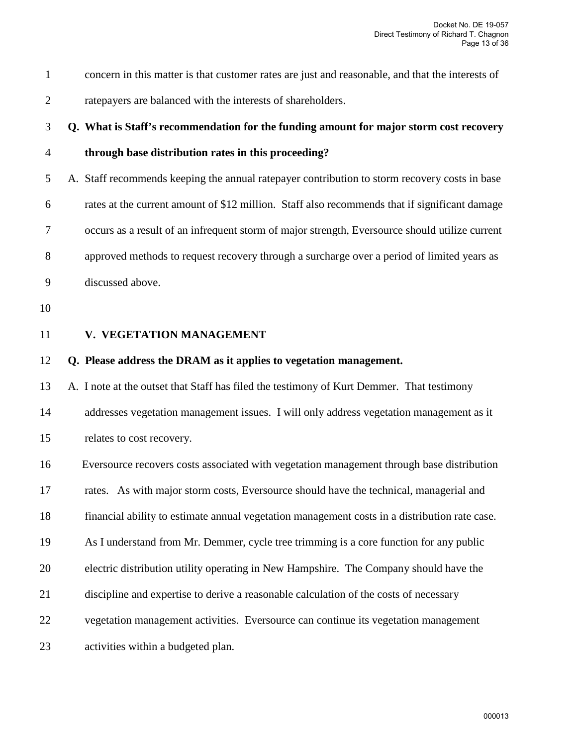concern in this matter is that customer rates are just and reasonable, and that the interests of ratepayers are balanced with the interests of shareholders.

**Q. What is Staff's recommendation for the funding amount for major storm cost recovery through base distribution rates in this proceeding?**

A. Staff recommends keeping the annual ratepayer contribution to storm recovery costs in base rates at the current amount of $12 million. Staff also recommends that if significant damage occurs as a result of an infrequent storm of major strength, Eversource should utilize current approved methods to request recovery through a surcharge over a period of limited years as discussed above.

## V. VEGETATION MANAGEMENT

**Q. Please address the DRAM as it applies to vegetation management.**

A. I note at the outset that Staff has filed the testimony of Kurt Demmer. That testimony addresses vegetation management issues. I will only address vegetation management as it relates to cost recovery.

Eversource recovers costs associated with vegetation management through base distribution rates. As with major storm costs, Eversource should have the technical, managerial and financial ability to estimate annual vegetation management costs in a distribution rate case. As I understand from Mr. Demmer, cycle tree trimming is a core function for any public electric distribution utility operating in New Hampshire. The Company should have the discipline and expertise to derive a reasonable calculation of the costs of necessary vegetation management activities. Eversource can continue its vegetation management activities within a budgeted plan.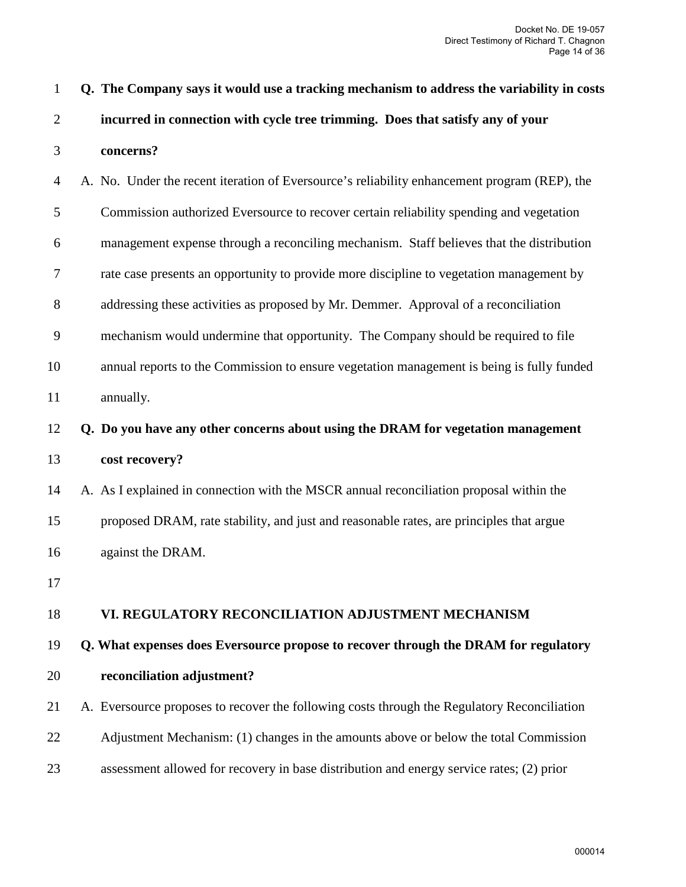**Q. The Company says it would use a tracking mechanism to address the variability in costs incurred in connection with cycle tree trimming. Does that satisfy any of your concerns?**

A. No. Under the recent iteration of Eversource's reliability enhancement program (REP), the Commission authorized Eversource to recover certain reliability spending and vegetation management expense through a reconciling mechanism. Staff believes that the distribution rate case presents an opportunity to provide more discipline to vegetation management by addressing these activities as proposed by Mr. Demmer. Approval of a reconciliation mechanism would undermine that opportunity. The Company should be required to file annual reports to the Commission to ensure vegetation management is being is fully funded annually.

**Q. Do you have any other concerns about using the DRAM for vegetation management cost recovery?**

A. As I explained in connection with the MSCR annual reconciliation proposal within the proposed DRAM, rate stability, and just and reasonable rates, are principles that argue against the DRAM.

## VI. REGULATORY RECONCILIATION ADJUSTMENT MECHANISM

**Q. What expenses does Eversource propose to recover through the DRAM for regulatory reconciliation adjustment?**

A. Eversource proposes to recover the following costs through the Regulatory Reconciliation Adjustment Mechanism: (1) changes in the amounts above or below the total Commission assessment allowed for recovery in base distribution and energy service rates; (2) prior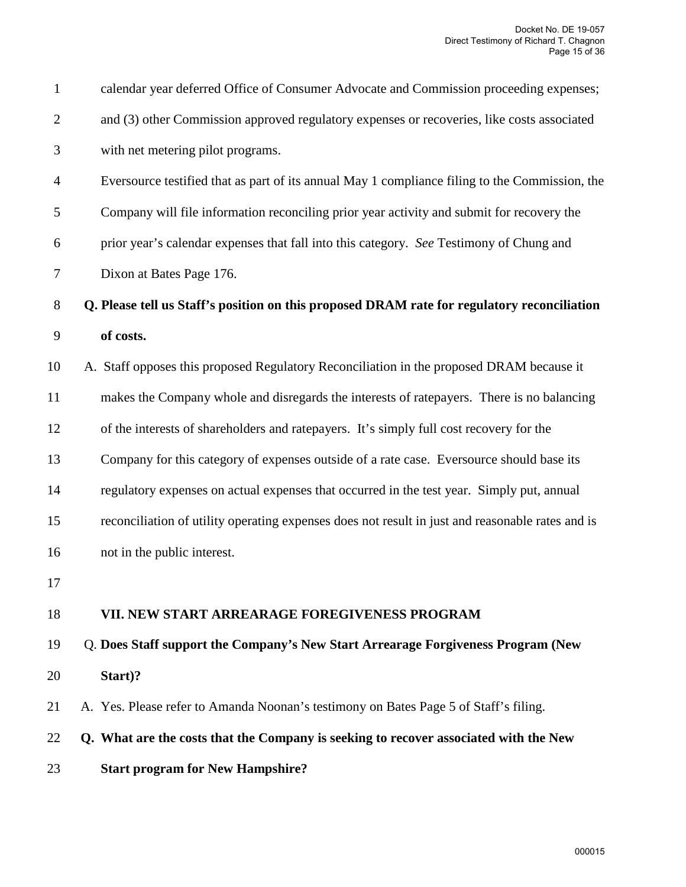calendar year deferred Office of Consumer Advocate and Commission proceeding expenses; and (3) other Commission approved regulatory expenses or recoveries, like costs associated with net metering pilot programs.

Eversource testified that as part of its annual May 1 compliance filing to the Commission, the Company will file information reconciling prior year activity and submit for recovery the prior year's calendar expenses that fall into this category. *See* Testimony of Chung and Dixon at Bates Page 176.

**Q. Please tell us Staff's position on this proposed DRAM rate for regulatory reconciliation of costs.**

A. Staff opposes this proposed Regulatory Reconciliation in the proposed DRAM because it makes the Company whole and disregards the interests of ratepayers. There is no balancing of the interests of shareholders and ratepayers. It's simply full cost recovery for the Company for this category of expenses outside of a rate case. Eversource should base its regulatory expenses on actual expenses that occurred in the test year. Simply put, annual reconciliation of utility operating expenses does not result in just and reasonable rates and is not in the public interest.

## VII. NEW START ARREARAGE FOREGIVENESS PROGRAM

Q. **Does Staff support the Company's New Start Arrearage Forgiveness Program (New Start)?**

A. Yes. Please refer to Amanda Noonan's testimony on Bates Page 5 of Staff's filing.

**Q. What are the costs that the Company is seeking to recover associated with the New Start program for New Hampshire?**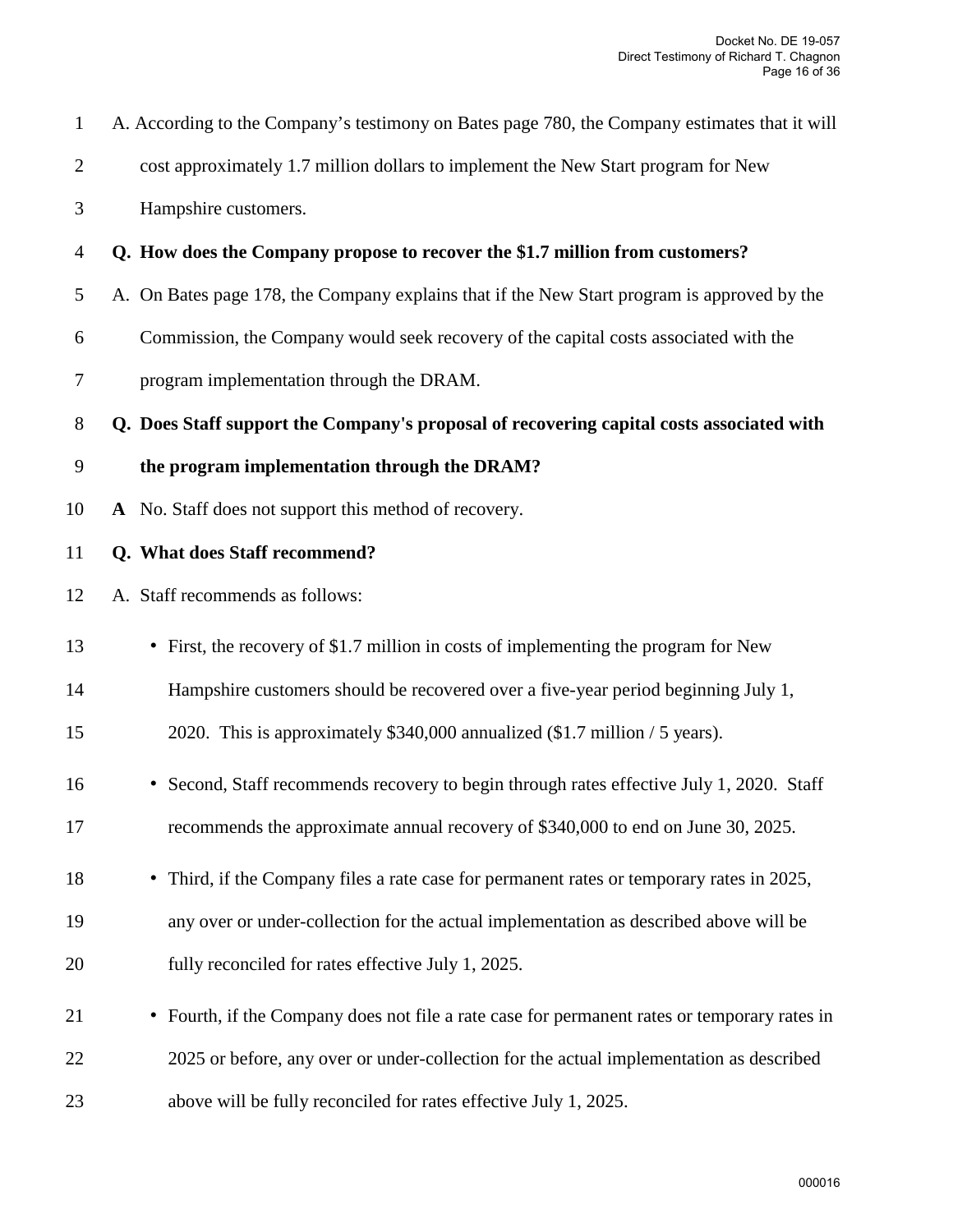A. According to the Company's testimony on Bates page 780, the Company estimates that it will cost approximately 1.7 million dollars to implement the New Start program for New Hampshire customers.

**Q. How does the Company propose to recover the $1.7 million from customers?**

A. On Bates page 178, the Company explains that if the New Start program is approved by the Commission, the Company would seek recovery of the capital costs associated with the program implementation through the DRAM.

**Q. Does Staff support the Company's proposal of recovering capital costs associated with the program implementation through the DRAM?**

**A** No. Staff does not support this method of recovery.

**Q. What does Staff recommend?**

A. Staff recommends as follows:

- First, the recovery of $1.7 million in costs of implementing the program for New Hampshire customers should be recovered over a five-year period beginning July 1, 2020. This is approximately $340,000 annualized ($1.7 million / 5 years).
- Second, Staff recommends recovery to begin through rates effective July 1, 2020. Staff recommends the approximate annual recovery of $340,000 to end on June 30, 2025.
- Third, if the Company files a rate case for permanent rates or temporary rates in 2025, any over or under-collection for the actual implementation as described above will be fully reconciled for rates effective July 1, 2025.
- Fourth, if the Company does not file a rate case for permanent rates or temporary rates in 2025 or before, any over or under-collection for the actual implementation as described above will be fully reconciled for rates effective July 1, 2025.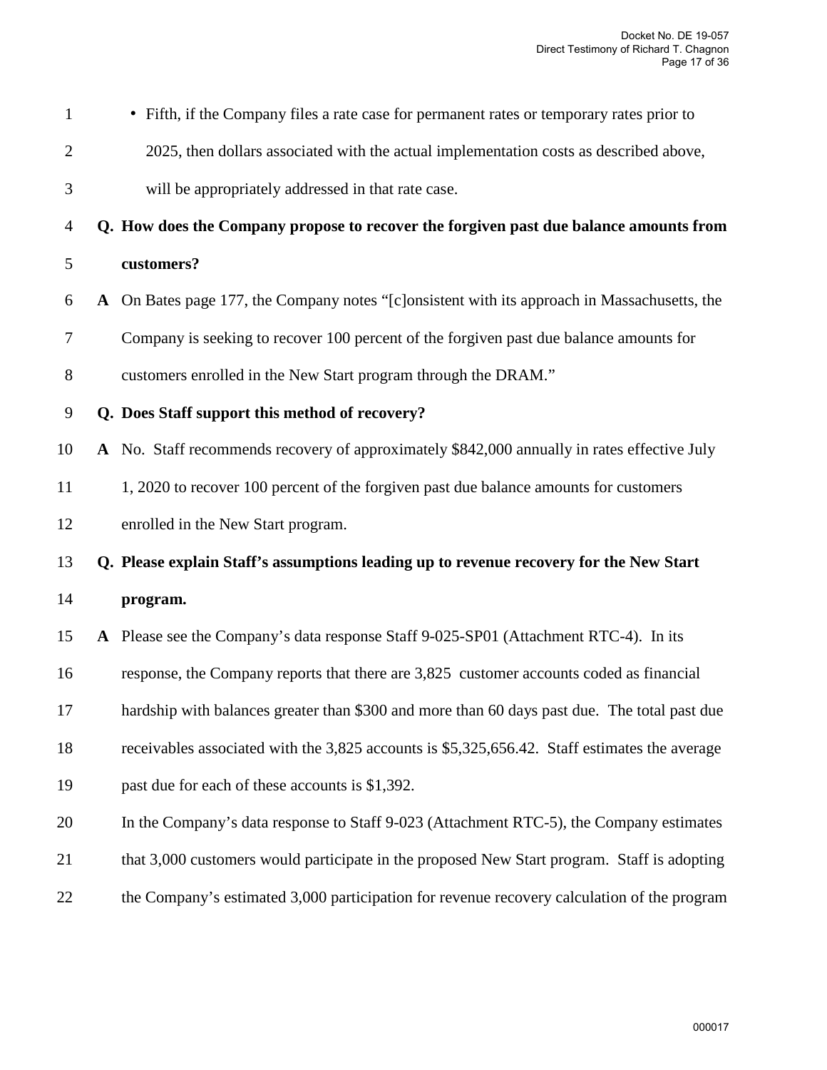- Fifth, if the Company files a rate case for permanent rates or temporary rates prior to 2025, then dollars associated with the actual implementation costs as described above, will be appropriately addressed in that rate case.

**Q. How does the Company propose to recover the forgiven past due balance amounts from customers?**

**A** On Bates page 177, the Company notes "[c]onsistent with its approach in Massachusetts, the Company is seeking to recover 100 percent of the forgiven past due balance amounts for customers enrolled in the New Start program through the DRAM."

**Q. Does Staff support this method of recovery?**

**A** No. Staff recommends recovery of approximately $842,000 annually in rates effective July 1, 2020 to recover 100 percent of the forgiven past due balance amounts for customers enrolled in the New Start program.

**Q. Please explain Staff's assumptions leading up to revenue recovery for the New Start program.**

**A** Please see the Company's data response Staff 9-025-SP01 (Attachment RTC-4). In its response, the Company reports that there are 3,825 customer accounts coded as financial hardship with balances greater than $300 and more than 60 days past due. The total past due receivables associated with the 3,825 accounts is $5,325,656.42. Staff estimates the average past due for each of these accounts is $1,392.

In the Company's data response to Staff 9-023 (Attachment RTC-5), the Company estimates that 3,000 customers would participate in the proposed New Start program. Staff is adopting the Company's estimated 3,000 participation for revenue recovery calculation of the program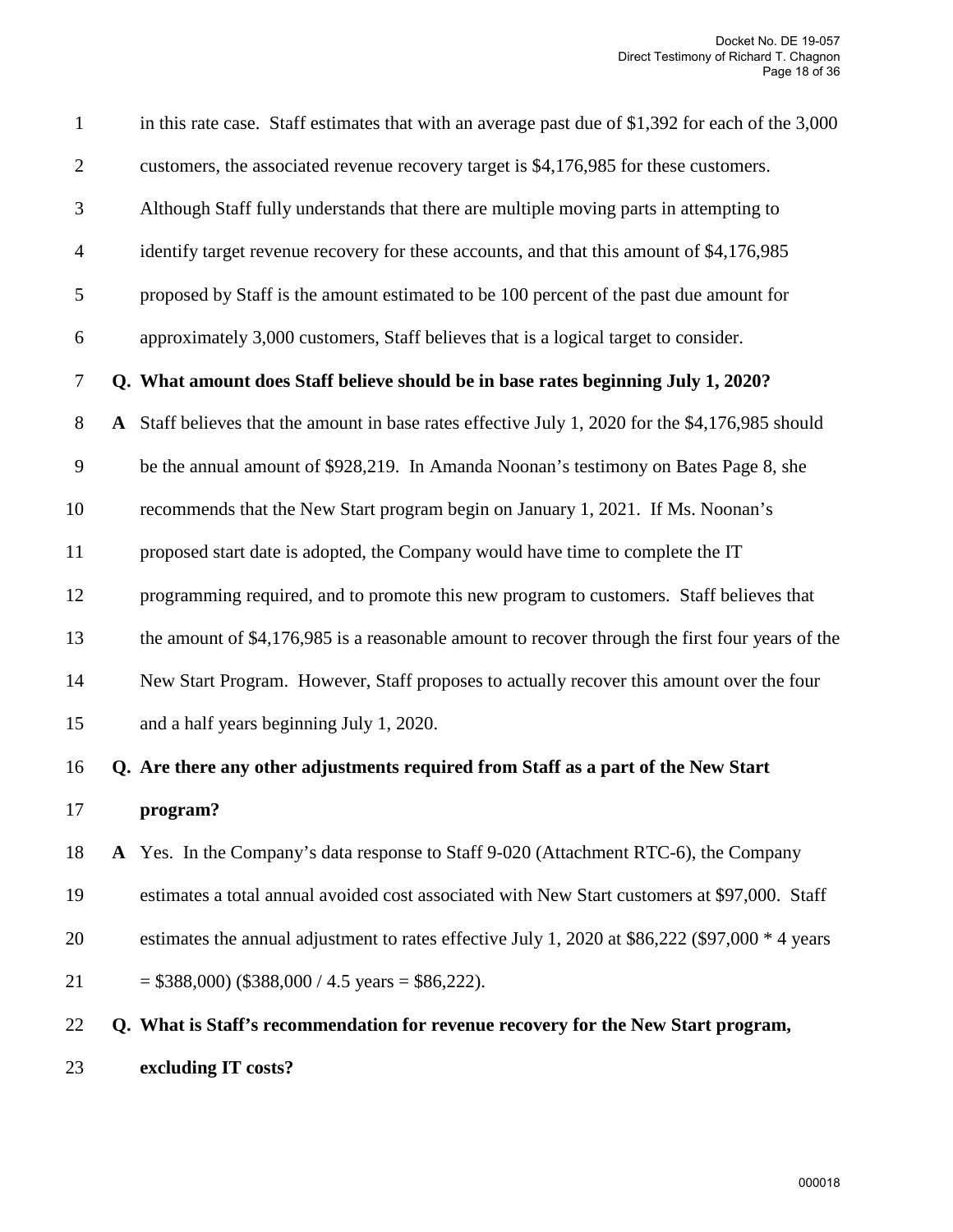in this rate case. Staff estimates that with an average past due of $1,392 for each of the 3,000 customers, the associated revenue recovery target is $4,176,985 for these customers. Although Staff fully understands that there are multiple moving parts in attempting to identify target revenue recovery for these accounts, and that this amount of $4,176,985 proposed by Staff is the amount estimated to be 100 percent of the past due amount for approximately 3,000 customers, Staff believes that is a logical target to consider.

**Q. What amount does Staff believe should be in base rates beginning July 1, 2020?**

**A** Staff believes that the amount in base rates effective July 1, 2020 for the $4,176,985 should be the annual amount of $928,219. In Amanda Noonan's testimony on Bates Page 8, she recommends that the New Start program begin on January 1, 2021. If Ms. Noonan's proposed start date is adopted, the Company would have time to complete the IT programming required, and to promote this new program to customers. Staff believes that the amount of $4,176,985 is a reasonable amount to recover through the first four years of the New Start Program. However, Staff proposes to actually recover this amount over the four and a half years beginning July 1, 2020.

**Q. Are there any other adjustments required from Staff as a part of the New Start program?**

**A** Yes. In the Company's data response to Staff 9-020 (Attachment RTC-6), the Company estimates a total annual avoided cost associated with New Start customers at $97,000. Staff estimates the annual adjustment to rates effective July 1, 2020 at $86,222 ($97,000 * 4 years = $388,000) ($388,000 / 4.5 years = $86,222).

**Q. What is Staff's recommendation for revenue recovery for the New Start program, excluding IT costs?**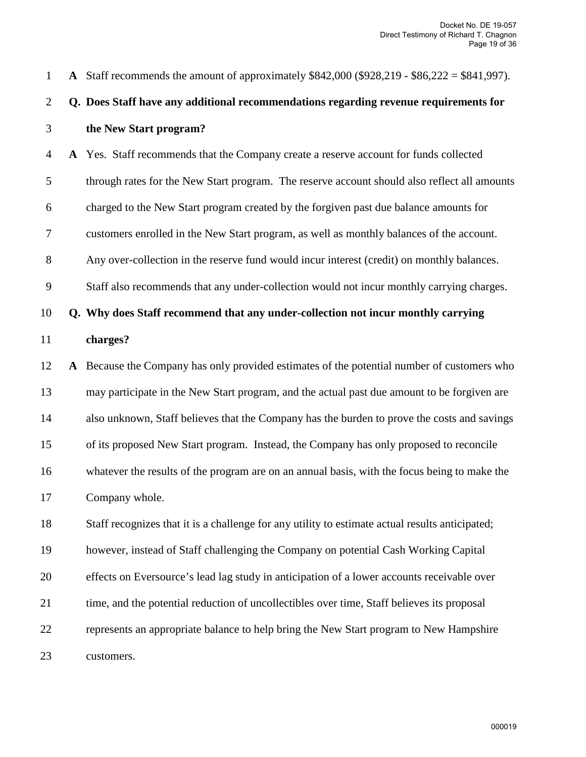**A** Staff recommends the amount of approximately $842,000 ($928,219 - $86,222 = $841,997).

**Q. Does Staff have any additional recommendations regarding revenue requirements for the New Start program?**

**A** Yes. Staff recommends that the Company create a reserve account for funds collected through rates for the New Start program. The reserve account should also reflect all amounts charged to the New Start program created by the forgiven past due balance amounts for customers enrolled in the New Start program, as well as monthly balances of the account. Any over-collection in the reserve fund would incur interest (credit) on monthly balances. Staff also recommends that any under-collection would not incur monthly carrying charges.

**Q. Why does Staff recommend that any under-collection not incur monthly carrying charges?**

**A** Because the Company has only provided estimates of the potential number of customers who may participate in the New Start program, and the actual past due amount to be forgiven are also unknown, Staff believes that the Company has the burden to prove the costs and savings of its proposed New Start program. Instead, the Company has only proposed to reconcile whatever the results of the program are on an annual basis, with the focus being to make the Company whole.

Staff recognizes that it is a challenge for any utility to estimate actual results anticipated; however, instead of Staff challenging the Company on potential Cash Working Capital effects on Eversource's lead lag study in anticipation of a lower accounts receivable over time, and the potential reduction of uncollectibles over time, Staff believes its proposal represents an appropriate balance to help bring the New Start program to New Hampshire customers.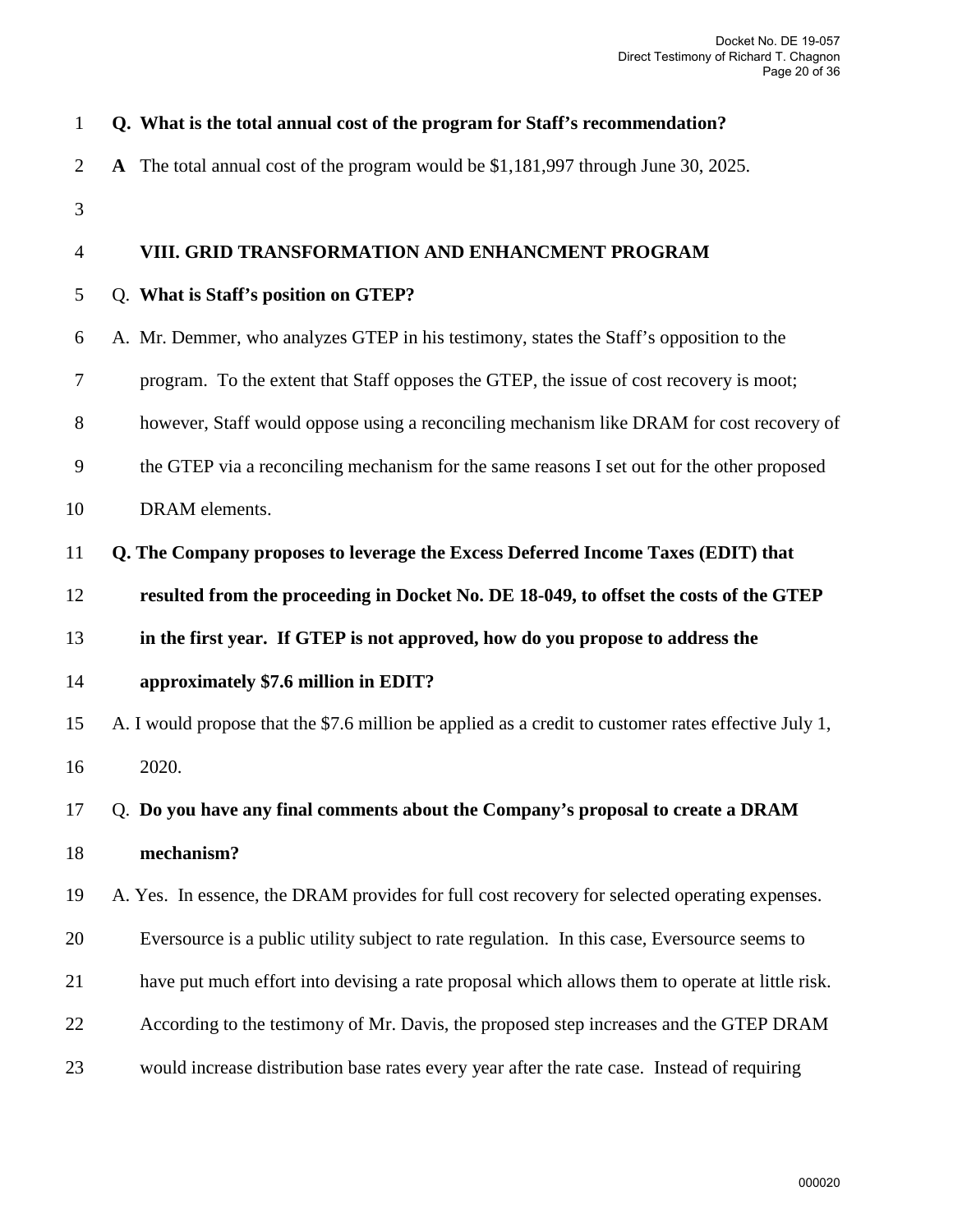**Q. What is the total annual cost of the program for Staff's recommendation?**

**A** The total annual cost of the program would be $1,181,997 through June 30, 2025.

## VIII. GRID TRANSFORMATION AND ENHANCMENT PROGRAM

Q. **What is Staff's position on GTEP?**

A. Mr. Demmer, who analyzes GTEP in his testimony, states the Staff's opposition to the program. To the extent that Staff opposes the GTEP, the issue of cost recovery is moot; however, Staff would oppose using a reconciling mechanism like DRAM for cost recovery of the GTEP via a reconciling mechanism for the same reasons I set out for the other proposed DRAM elements.

**Q. The Company proposes to leverage the Excess Deferred Income Taxes (EDIT) that resulted from the proceeding in Docket No. DE 18-049, to offset the costs of the GTEP in the first year. If GTEP is not approved, how do you propose to address the approximately $7.6 million in EDIT?**

A. I would propose that the $7.6 million be applied as a credit to customer rates effective July 1, 2020.

Q. **Do you have any final comments about the Company's proposal to create a DRAM mechanism?**

A. Yes. In essence, the DRAM provides for full cost recovery for selected operating expenses. Eversource is a public utility subject to rate regulation. In this case, Eversource seems to have put much effort into devising a rate proposal which allows them to operate at little risk. According to the testimony of Mr. Davis, the proposed step increases and the GTEP DRAM would increase distribution base rates every year after the rate case. Instead of requiring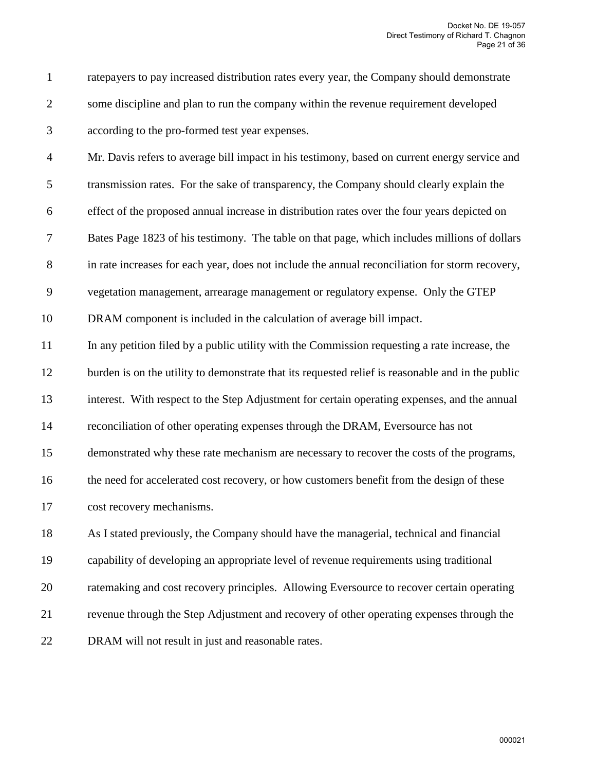ratepayers to pay increased distribution rates every year, the Company should demonstrate some discipline and plan to run the company within the revenue requirement developed according to the pro-formed test year expenses.

Mr. Davis refers to average bill impact in his testimony, based on current energy service and transmission rates. For the sake of transparency, the Company should clearly explain the effect of the proposed annual increase in distribution rates over the four years depicted on Bates Page 1823 of his testimony. The table on that page, which includes millions of dollars in rate increases for each year, does not include the annual reconciliation for storm recovery, vegetation management, arrearage management or regulatory expense. Only the GTEP DRAM component is included in the calculation of average bill impact.

In any petition filed by a public utility with the Commission requesting a rate increase, the burden is on the utility to demonstrate that its requested relief is reasonable and in the public interest. With respect to the Step Adjustment for certain operating expenses, and the annual reconciliation of other operating expenses through the DRAM, Eversource has not demonstrated why these rate mechanism are necessary to recover the costs of the programs, the need for accelerated cost recovery, or how customers benefit from the design of these cost recovery mechanisms.

As I stated previously, the Company should have the managerial, technical and financial capability of developing an appropriate level of revenue requirements using traditional ratemaking and cost recovery principles. Allowing Eversource to recover certain operating revenue through the Step Adjustment and recovery of other operating expenses through the DRAM will not result in just and reasonable rates.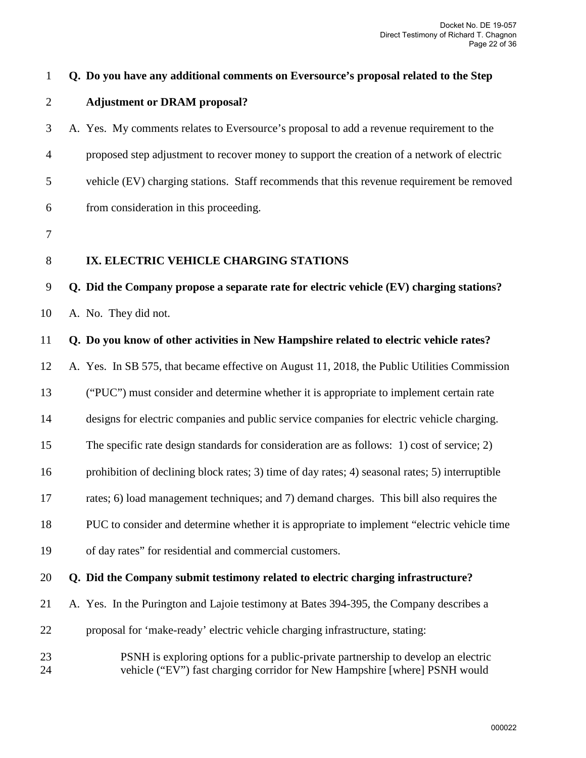**Q. Do you have any additional comments on Eversource's proposal related to the Step Adjustment or DRAM proposal?**

A. Yes. My comments relates to Eversource's proposal to add a revenue requirement to the proposed step adjustment to recover money to support the creation of a network of electric vehicle (EV) charging stations. Staff recommends that this revenue requirement be removed from consideration in this proceeding.

## IX. ELECTRIC VEHICLE CHARGING STATIONS

**Q. Did the Company propose a separate rate for electric vehicle (EV) charging stations?**

A. No. They did not.

**Q. Do you know of other activities in New Hampshire related to electric vehicle rates?**

A. Yes. In SB 575, that became effective on August 11, 2018, the Public Utilities Commission ("PUC") must consider and determine whether it is appropriate to implement certain rate designs for electric companies and public service companies for electric vehicle charging. The specific rate design standards for consideration are as follows: 1) cost of service; 2) prohibition of declining block rates; 3) time of day rates; 4) seasonal rates; 5) interruptible rates; 6) load management techniques; and 7) demand charges. This bill also requires the PUC to consider and determine whether it is appropriate to implement "electric vehicle time of day rates" for residential and commercial customers.

**Q. Did the Company submit testimony related to electric charging infrastructure?**

A. Yes. In the Purington and Lajoie testimony at Bates 394-395, the Company describes a proposal for 'make-ready' electric vehicle charging infrastructure, stating:

> PSNH is exploring options for a public-private partnership to develop an electric vehicle ("EV") fast charging corridor for New Hampshire [where] PSNH would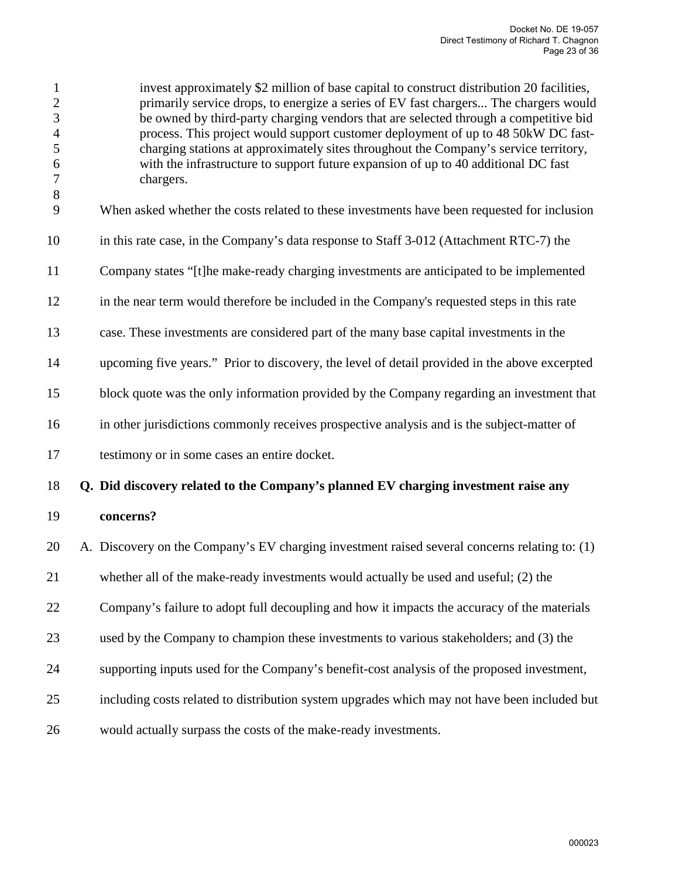> invest approximately $2 million of base capital to construct distribution 20 facilities, primarily service drops, to energize a series of EV fast chargers... The chargers would be owned by third-party charging vendors that are selected through a competitive bid process. This project would support customer deployment of up to 48 50kW DC fast-charging stations at approximately sites throughout the Company's service territory, with the infrastructure to support future expansion of up to 40 additional DC fast chargers.

When asked whether the costs related to these investments have been requested for inclusion in this rate case, in the Company's data response to Staff 3-012 (Attachment RTC-7) the Company states "[t]he make-ready charging investments are anticipated to be implemented in the near term would therefore be included in the Company's requested steps in this rate case. These investments are considered part of the many base capital investments in the upcoming five years." Prior to discovery, the level of detail provided in the above excerpted block quote was the only information provided by the Company regarding an investment that in other jurisdictions commonly receives prospective analysis and is the subject-matter of testimony or in some cases an entire docket.

**Q. Did discovery related to the Company's planned EV charging investment raise any concerns?**

A. Discovery on the Company's EV charging investment raised several concerns relating to: (1) whether all of the make-ready investments would actually be used and useful; (2) the Company's failure to adopt full decoupling and how it impacts the accuracy of the materials used by the Company to champion these investments to various stakeholders; and (3) the supporting inputs used for the Company's benefit-cost analysis of the proposed investment, including costs related to distribution system upgrades which may not have been included but would actually surpass the costs of the make-ready investments.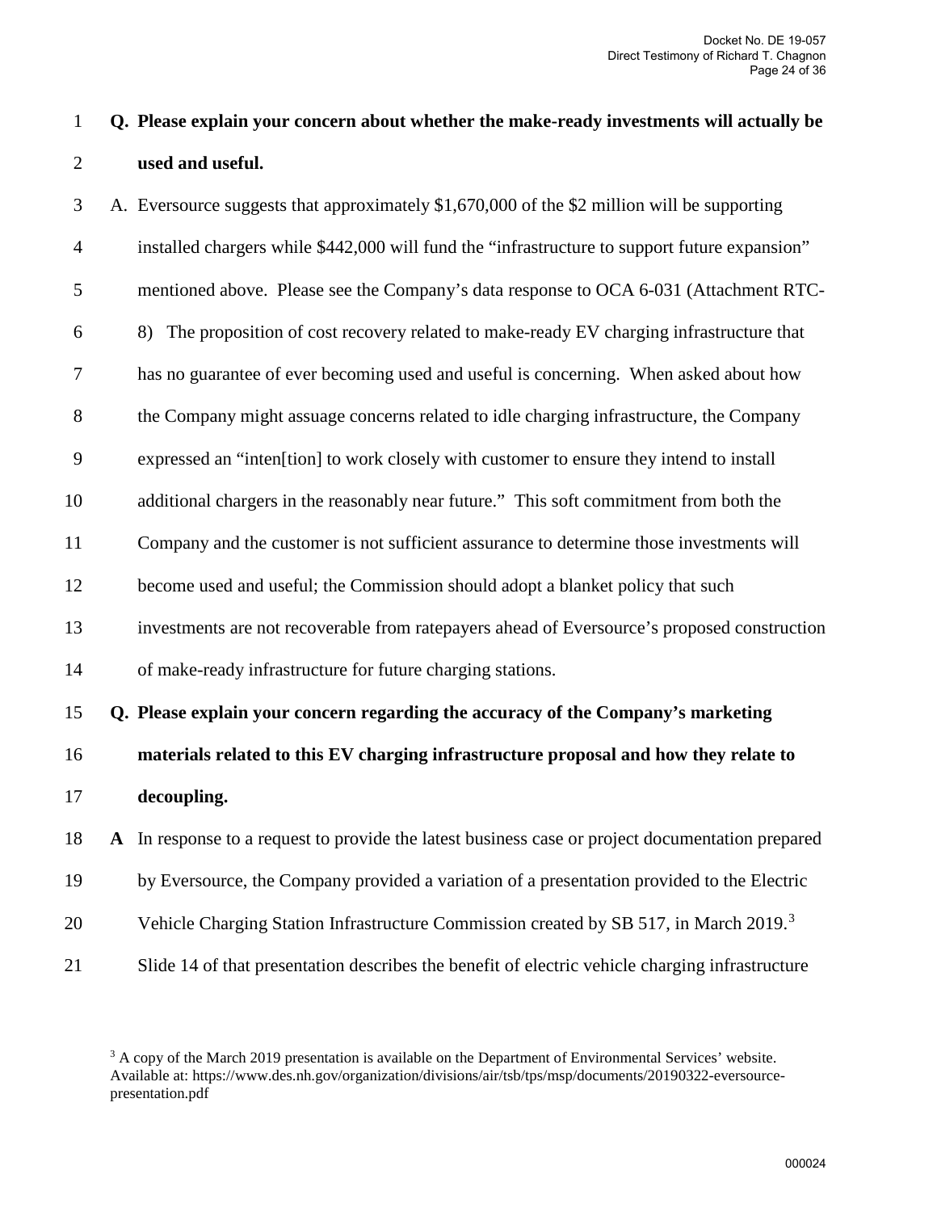**Q. Please explain your concern about whether the make-ready investments will actually be used and useful.**

A. Eversource suggests that approximately $1,670,000 of the $2 million will be supporting installed chargers while $442,000 will fund the "infrastructure to support future expansion" mentioned above. Please see the Company's data response to OCA 6-031 (Attachment RTC-8) The proposition of cost recovery related to make-ready EV charging infrastructure that has no guarantee of ever becoming used and useful is concerning. When asked about how the Company might assuage concerns related to idle charging infrastructure, the Company expressed an "inten[tion] to work closely with customer to ensure they intend to install additional chargers in the reasonably near future." This soft commitment from both the Company and the customer is not sufficient assurance to determine those investments will become used and useful; the Commission should adopt a blanket policy that such investments are not recoverable from ratepayers ahead of Eversource's proposed construction of make-ready infrastructure for future charging stations.

**Q. Please explain your concern regarding the accuracy of the Company's marketing materials related to this EV charging infrastructure proposal and how they relate to decoupling.**

**A** In response to a request to provide the latest business case or project documentation prepared by Eversource, the Company provided a variation of a presentation provided to the Electric Vehicle Charging Station Infrastructure Commission created by SB 517, in March 2019.[3] Slide 14 of that presentation describes the benefit of electric vehicle charging infrastructure

[3] A copy of the March 2019 presentation is available on the Department of Environmental Services' website. Available at: https://www.des.nh.gov/organization/divisions/air/tsb/tps/msp/documents/20190322-eversource-presentation.pdf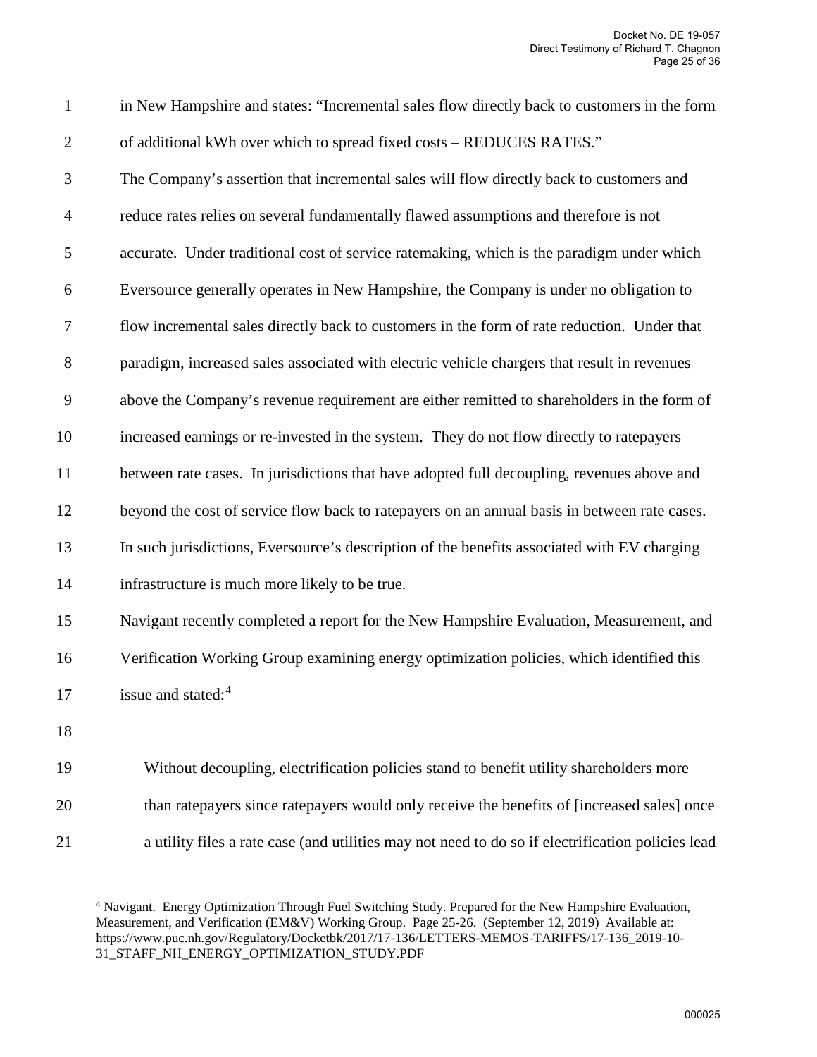in New Hampshire and states: "Incremental sales flow directly back to customers in the form of additional kWh over which to spread fixed costs – REDUCES RATES."

The Company's assertion that incremental sales will flow directly back to customers and reduce rates relies on several fundamentally flawed assumptions and therefore is not accurate. Under traditional cost of service ratemaking, which is the paradigm under which Eversource generally operates in New Hampshire, the Company is under no obligation to flow incremental sales directly back to customers in the form of rate reduction. Under that paradigm, increased sales associated with electric vehicle chargers that result in revenues above the Company's revenue requirement are either remitted to shareholders in the form of increased earnings or re-invested in the system. They do not flow directly to ratepayers between rate cases. In jurisdictions that have adopted full decoupling, revenues above and beyond the cost of service flow back to ratepayers on an annual basis in between rate cases. In such jurisdictions, Eversource's description of the benefits associated with EV charging infrastructure is much more likely to be true.

Navigant recently completed a report for the New Hampshire Evaluation, Measurement, and Verification Working Group examining energy optimization policies, which identified this issue and stated:[4]

> Without decoupling, electrification policies stand to benefit utility shareholders more than ratepayers since ratepayers would only receive the benefits of [increased sales] once a utility files a rate case (and utilities may not need to do so if electrification policies lead

[4] Navigant. Energy Optimization Through Fuel Switching Study. Prepared for the New Hampshire Evaluation, Measurement, and Verification (EM&V) Working Group. Page 25-26. (September 12, 2019) Available at: https://www.puc.nh.gov/Regulatory/Docketbk/2017/17-136/LETTERS-MEMOS-TARIFFS/17-136_2019-10-31_STAFF_NH_ENERGY_OPTIMIZATION_STUDY.PDF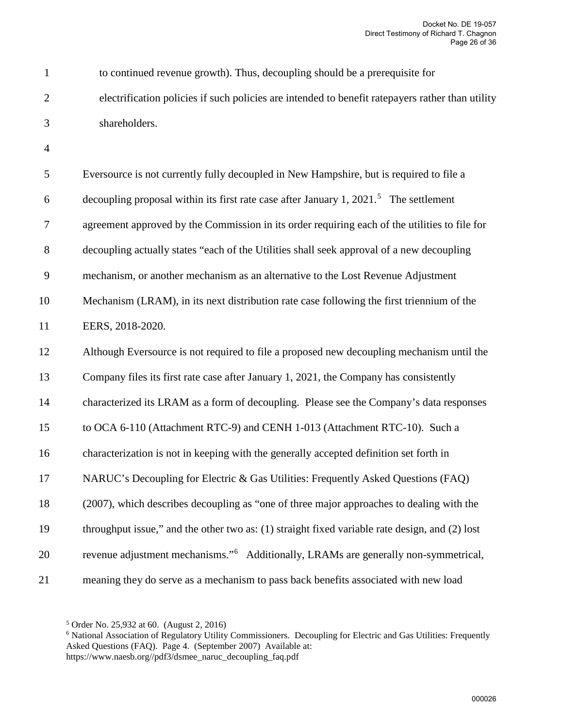to continued revenue growth). Thus, decoupling should be a prerequisite for electrification policies if such policies are intended to benefit ratepayers rather than utility shareholders.

Eversource is not currently fully decoupled in New Hampshire, but is required to file a decoupling proposal within its first rate case after January 1, 2021.[5] The settlement agreement approved by the Commission in its order requiring each of the utilities to file for decoupling actually states "each of the Utilities shall seek approval of a new decoupling mechanism, or another mechanism as an alternative to the Lost Revenue Adjustment Mechanism (LRAM), in its next distribution rate case following the first triennium of the EERS, 2018-2020.

Although Eversource is not required to file a proposed new decoupling mechanism until the Company files its first rate case after January 1, 2021, the Company has consistently characterized its LRAM as a form of decoupling. Please see the Company's data responses to OCA 6-110 (Attachment RTC-9) and CENH 1-013 (Attachment RTC-10). Such a characterization is not in keeping with the generally accepted definition set forth in NARUC's Decoupling for Electric & Gas Utilities: Frequently Asked Questions (FAQ) (2007), which describes decoupling as "one of three major approaches to dealing with the throughput issue," and the other two as: (1) straight fixed variable rate design, and (2) lost revenue adjustment mechanisms."[6] Additionally, LRAMs are generally non-symmetrical, meaning they do serve as a mechanism to pass back benefits associated with new load

[5] Order No. 25,932 at 60. (August 2, 2016)

[6] National Association of Regulatory Utility Commissioners. Decoupling for Electric and Gas Utilities: Frequently Asked Questions (FAQ). Page 4. (September 2007) Available at: https://www.naesb.org//pdf3/dsmee_naruc_decoupling_faq.pdf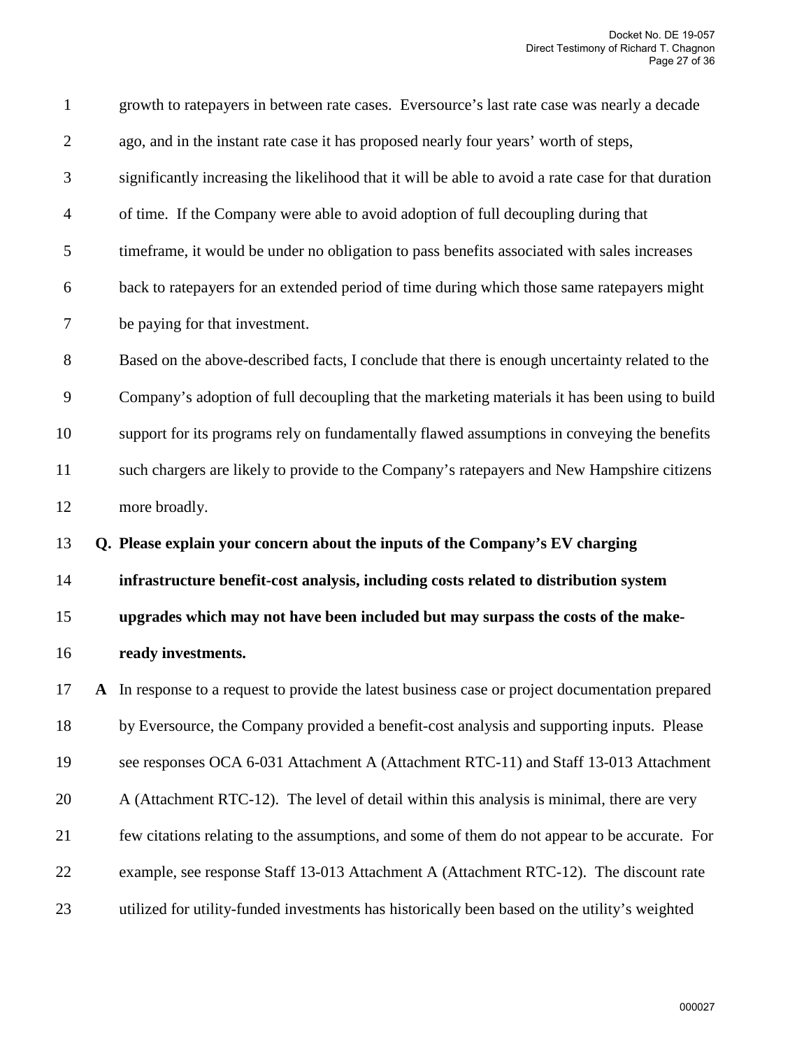growth to ratepayers in between rate cases. Eversource's last rate case was nearly a decade ago, and in the instant rate case it has proposed nearly four years' worth of steps, significantly increasing the likelihood that it will be able to avoid a rate case for that duration of time. If the Company were able to avoid adoption of full decoupling during that timeframe, it would be under no obligation to pass benefits associated with sales increases back to ratepayers for an extended period of time during which those same ratepayers might be paying for that investment.

Based on the above-described facts, I conclude that there is enough uncertainty related to the Company's adoption of full decoupling that the marketing materials it has been using to build support for its programs rely on fundamentally flawed assumptions in conveying the benefits such chargers are likely to provide to the Company's ratepayers and New Hampshire citizens more broadly.

**Q. Please explain your concern about the inputs of the Company's EV charging infrastructure benefit-cost analysis, including costs related to distribution system upgrades which may not have been included but may surpass the costs of the make-ready investments.**

**A** In response to a request to provide the latest business case or project documentation prepared by Eversource, the Company provided a benefit-cost analysis and supporting inputs. Please see responses OCA 6-031 Attachment A (Attachment RTC-11) and Staff 13-013 Attachment A (Attachment RTC-12). The level of detail within this analysis is minimal, there are very few citations relating to the assumptions, and some of them do not appear to be accurate. For example, see response Staff 13-013 Attachment A (Attachment RTC-12). The discount rate utilized for utility-funded investments has historically been based on the utility's weighted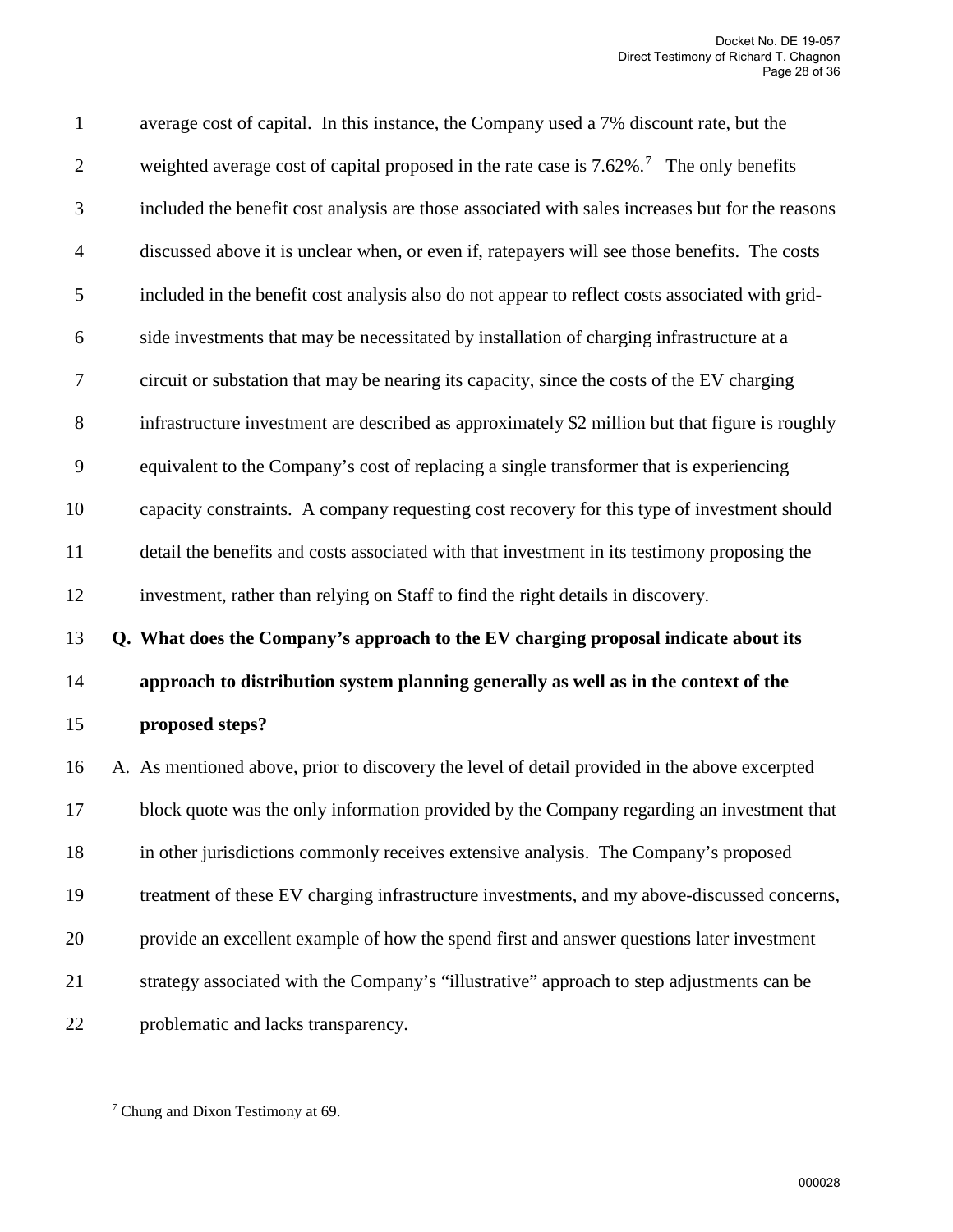average cost of capital. In this instance, the Company used a 7% discount rate, but the weighted average cost of capital proposed in the rate case is 7.62%.[7] The only benefits included the benefit cost analysis are those associated with sales increases but for the reasons discussed above it is unclear when, or even if, ratepayers will see those benefits. The costs included in the benefit cost analysis also do not appear to reflect costs associated with grid-side investments that may be necessitated by installation of charging infrastructure at a circuit or substation that may be nearing its capacity, since the costs of the EV charging infrastructure investment are described as approximately \$2 million but that figure is roughly equivalent to the Company's cost of replacing a single transformer that is experiencing capacity constraints. A company requesting cost recovery for this type of investment should detail the benefits and costs associated with that investment in its testimony proposing the investment, rather than relying on Staff to find the right details in discovery.

**Q. What does the Company's approach to the EV charging proposal indicate about its approach to distribution system planning generally as well as in the context of the proposed steps?**

A. As mentioned above, prior to discovery the level of detail provided in the above excerpted block quote was the only information provided by the Company regarding an investment that in other jurisdictions commonly receives extensive analysis. The Company's proposed treatment of these EV charging infrastructure investments, and my above-discussed concerns, provide an excellent example of how the spend first and answer questions later investment strategy associated with the Company's "illustrative" approach to step adjustments can be problematic and lacks transparency.

[7] Chung and Dixon Testimony at 69.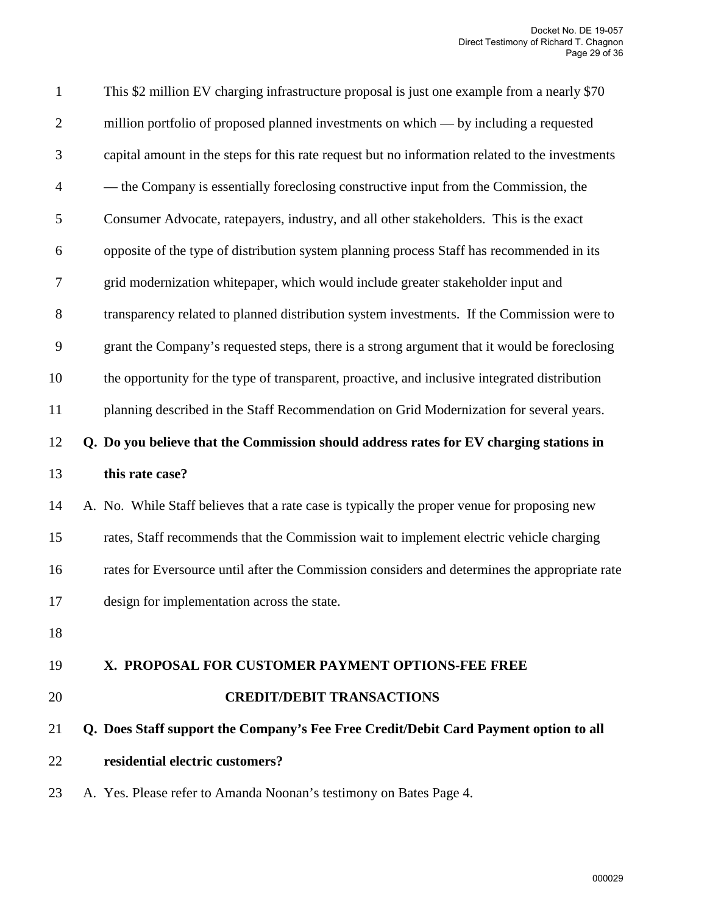This $2 million EV charging infrastructure proposal is just one example from a nearly $70 million portfolio of proposed planned investments on which — by including a requested capital amount in the steps for this rate request but no information related to the investments — the Company is essentially foreclosing constructive input from the Commission, the Consumer Advocate, ratepayers, industry, and all other stakeholders. This is the exact opposite of the type of distribution system planning process Staff has recommended in its grid modernization whitepaper, which would include greater stakeholder input and transparency related to planned distribution system investments. If the Commission were to grant the Company's requested steps, there is a strong argument that it would be foreclosing the opportunity for the type of transparent, proactive, and inclusive integrated distribution planning described in the Staff Recommendation on Grid Modernization for several years.

**Q. Do you believe that the Commission should address rates for EV charging stations in this rate case?**

A. No. While Staff believes that a rate case is typically the proper venue for proposing new rates, Staff recommends that the Commission wait to implement electric vehicle charging rates for Eversource until after the Commission considers and determines the appropriate rate design for implementation across the state.

## X. PROPOSAL FOR CUSTOMER PAYMENT OPTIONS-FEE FREE CREDIT/DEBIT TRANSACTIONS

**Q. Does Staff support the Company's Fee Free Credit/Debit Card Payment option to all residential electric customers?**

A. Yes. Please refer to Amanda Noonan's testimony on Bates Page 4.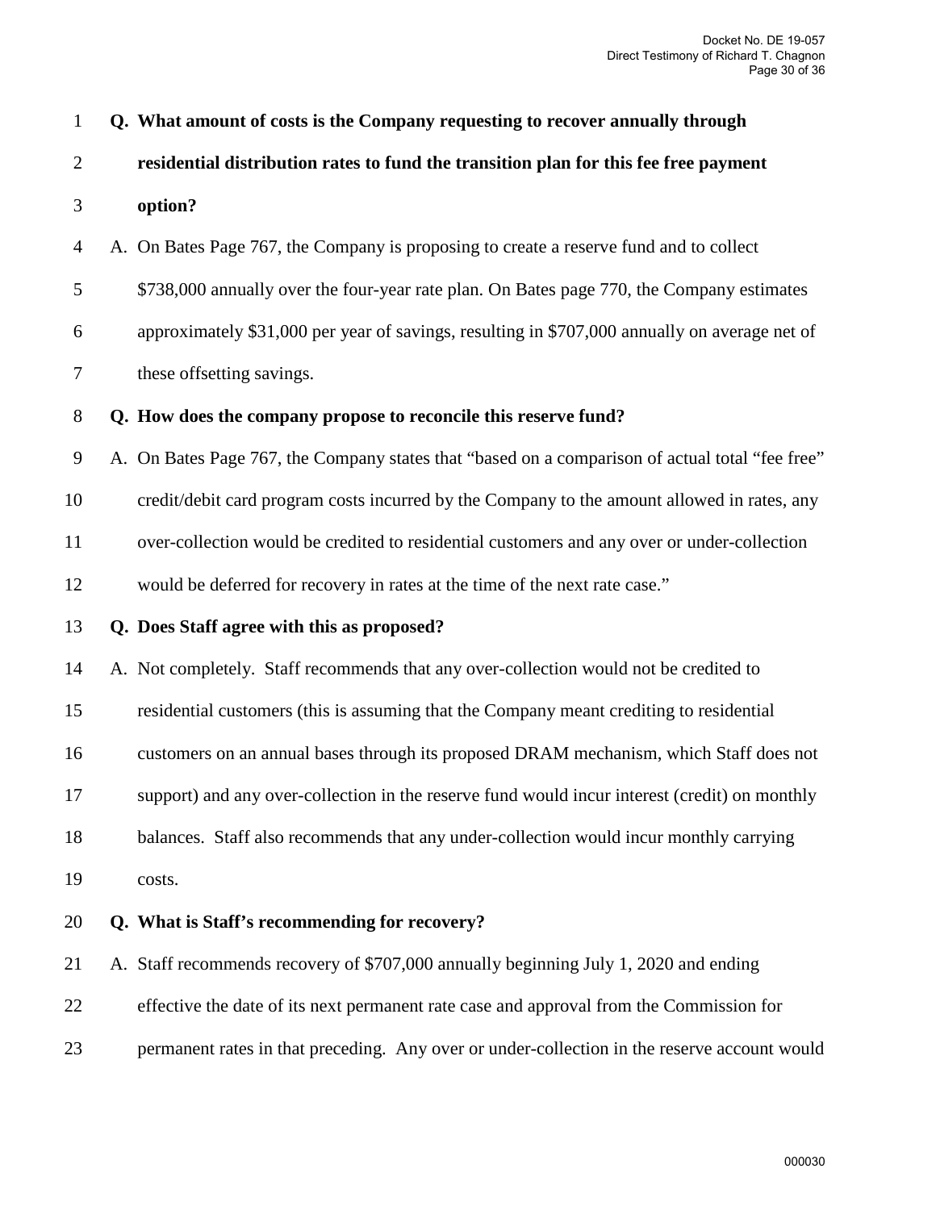**Q. What amount of costs is the Company requesting to recover annually through residential distribution rates to fund the transition plan for this fee free payment option?**

A. On Bates Page 767, the Company is proposing to create a reserve fund and to collect $738,000 annually over the four-year rate plan. On Bates page 770, the Company estimates approximately $31,000 per year of savings, resulting in $707,000 annually on average net of these offsetting savings.

**Q. How does the company propose to reconcile this reserve fund?**

A. On Bates Page 767, the Company states that "based on a comparison of actual total "fee free" credit/debit card program costs incurred by the Company to the amount allowed in rates, any over-collection would be credited to residential customers and any over or under-collection would be deferred for recovery in rates at the time of the next rate case."

**Q. Does Staff agree with this as proposed?**

A. Not completely. Staff recommends that any over-collection would not be credited to residential customers (this is assuming that the Company meant crediting to residential customers on an annual bases through its proposed DRAM mechanism, which Staff does not support) and any over-collection in the reserve fund would incur interest (credit) on monthly balances. Staff also recommends that any under-collection would incur monthly carrying costs.

**Q. What is Staff's recommending for recovery?**

A. Staff recommends recovery of $707,000 annually beginning July 1, 2020 and ending effective the date of its next permanent rate case and approval from the Commission for permanent rates in that preceding. Any over or under-collection in the reserve account would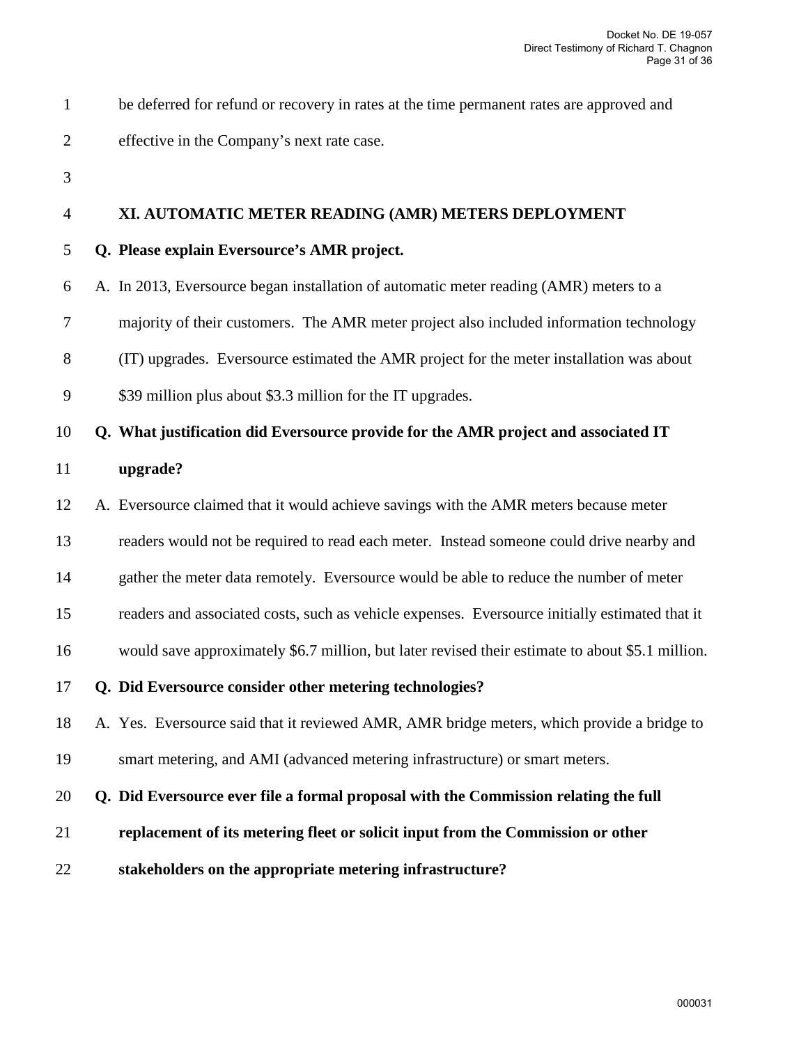be deferred for refund or recovery in rates at the time permanent rates are approved and effective in the Company's next rate case.

## XI. AUTOMATIC METER READING (AMR) METERS DEPLOYMENT

**Q. Please explain Eversource's AMR project.**

A. In 2013, Eversource began installation of automatic meter reading (AMR) meters to a majority of their customers. The AMR meter project also included information technology (IT) upgrades. Eversource estimated the AMR project for the meter installation was about \$39 million plus about \$3.3 million for the IT upgrades.

**Q. What justification did Eversource provide for the AMR project and associated IT upgrade?**

A. Eversource claimed that it would achieve savings with the AMR meters because meter readers would not be required to read each meter. Instead someone could drive nearby and gather the meter data remotely. Eversource would be able to reduce the number of meter readers and associated costs, such as vehicle expenses. Eversource initially estimated that it would save approximately \$6.7 million, but later revised their estimate to about \$5.1 million.

**Q. Did Eversource consider other metering technologies?**

A. Yes. Eversource said that it reviewed AMR, AMR bridge meters, which provide a bridge to smart metering, and AMI (advanced metering infrastructure) or smart meters.

**Q. Did Eversource ever file a formal proposal with the Commission relating the full replacement of its metering fleet or solicit input from the Commission or other stakeholders on the appropriate metering infrastructure?**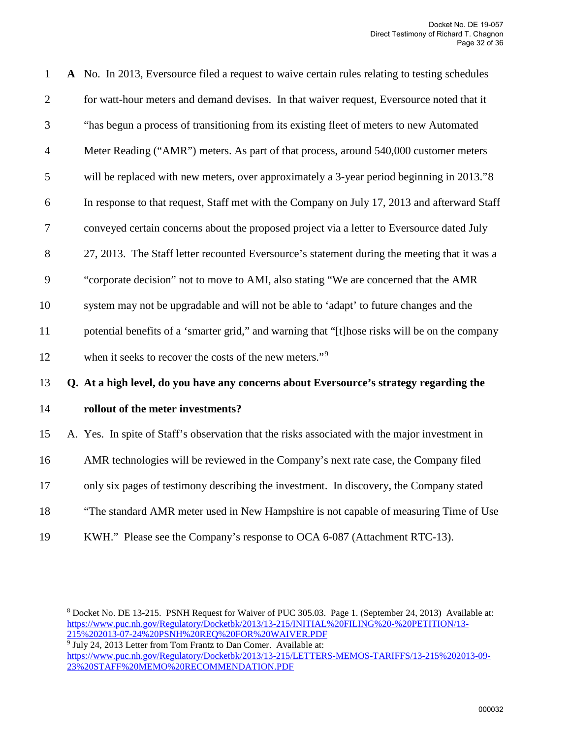**A** No. In 2013, Eversource filed a request to waive certain rules relating to testing schedules for watt-hour meters and demand devises. In that waiver request, Eversource noted that it "has begun a process of transitioning from its existing fleet of meters to new Automated Meter Reading ("AMR") meters. As part of that process, around 540,000 customer meters will be replaced with new meters, over approximately a 3-year period beginning in 2013."8 In response to that request, Staff met with the Company on July 17, 2013 and afterward Staff conveyed certain concerns about the proposed project via a letter to Eversource dated July 27, 2013. The Staff letter recounted Eversource's statement during the meeting that it was a "corporate decision" not to move to AMI, also stating "We are concerned that the AMR system may not be upgradable and will not be able to 'adapt' to future changes and the potential benefits of a 'smarter grid," and warning that "[t]hose risks will be on the company when it seeks to recover the costs of the new meters."[9]

**Q. At a high level, do you have any concerns about Eversource's strategy regarding the rollout of the meter investments?**

A. Yes. In spite of Staff's observation that the risks associated with the major investment in AMR technologies will be reviewed in the Company's next rate case, the Company filed only six pages of testimony describing the investment. In discovery, the Company stated "The standard AMR meter used in New Hampshire is not capable of measuring Time of Use KWH." Please see the Company's response to OCA 6-087 (Attachment RTC-13).

---

[8] Docket No. DE 13-215. PSNH Request for Waiver of PUC 305.03. Page 1. (September 24, 2013) Available at: https://www.puc.nh.gov/Regulatory/Docketbk/2013/13-215/INITIAL%20FILING%20-%20PETITION/13-215%202013-07-24%20PSNH%20REQ%20FOR%20WAIVER.PDF

[9] July 24, 2013 Letter from Tom Frantz to Dan Comer. Available at: https://www.puc.nh.gov/Regulatory/Docketbk/2013/13-215/LETTERS-MEMOS-TARIFFS/13-215%202013-09-23%20STAFF%20MEMO%20RECOMMENDATION.PDF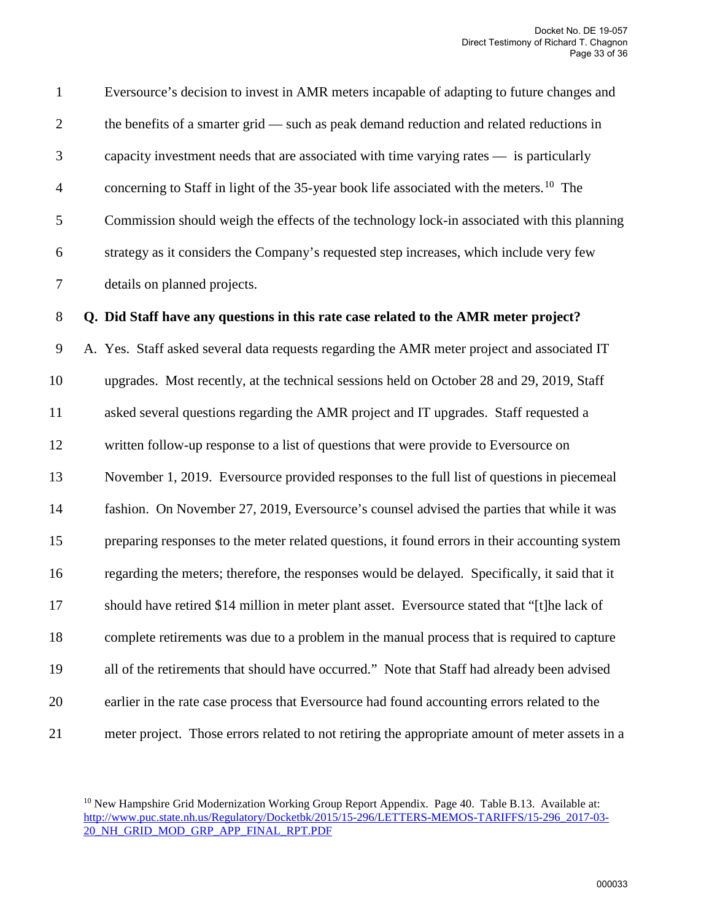Eversource's decision to invest in AMR meters incapable of adapting to future changes and the benefits of a smarter grid — such as peak demand reduction and related reductions in capacity investment needs that are associated with time varying rates — is particularly concerning to Staff in light of the 35-year book life associated with the meters.[10] The Commission should weigh the effects of the technology lock-in associated with this planning strategy as it considers the Company's requested step increases, which include very few details on planned projects.

**Q. Did Staff have any questions in this rate case related to the AMR meter project?**

A. Yes. Staff asked several data requests regarding the AMR meter project and associated IT upgrades. Most recently, at the technical sessions held on October 28 and 29, 2019, Staff asked several questions regarding the AMR project and IT upgrades. Staff requested a written follow-up response to a list of questions that were provide to Eversource on November 1, 2019. Eversource provided responses to the full list of questions in piecemeal fashion. On November 27, 2019, Eversource's counsel advised the parties that while it was preparing responses to the meter related questions, it found errors in their accounting system regarding the meters; therefore, the responses would be delayed. Specifically, it said that it should have retired $14 million in meter plant asset. Eversource stated that "[t]he lack of complete retirements was due to a problem in the manual process that is required to capture all of the retirements that should have occurred." Note that Staff had already been advised earlier in the rate case process that Eversource had found accounting errors related to the meter project. Those errors related to not retiring the appropriate amount of meter assets in a

[10] New Hampshire Grid Modernization Working Group Report Appendix. Page 40. Table B.13. Available at: http://www.puc.state.nh.us/Regulatory/Docketbk/2015/15-296/LETTERS-MEMOS-TARIFFS/15-296_2017-03-20_NH_GRID_MOD_GRP_APP_FINAL_RPT.PDF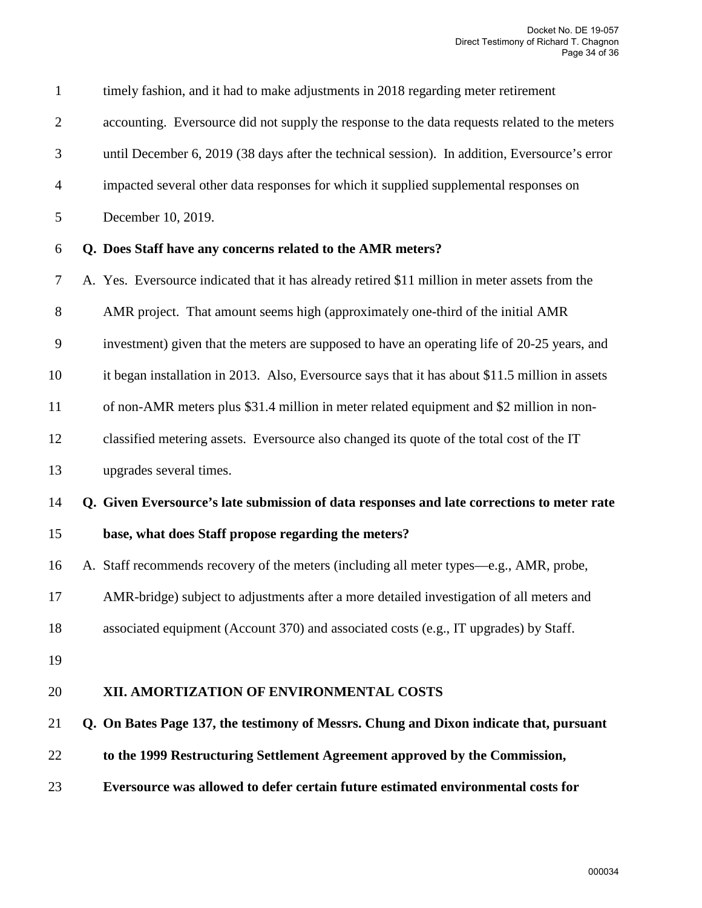timely fashion, and it had to make adjustments in 2018 regarding meter retirement accounting. Eversource did not supply the response to the data requests related to the meters until December 6, 2019 (38 days after the technical session). In addition, Eversource's error impacted several other data responses for which it supplied supplemental responses on December 10, 2019.

**Q. Does Staff have any concerns related to the AMR meters?**

A. Yes. Eversource indicated that it has already retired $11 million in meter assets from the AMR project. That amount seems high (approximately one-third of the initial AMR investment) given that the meters are supposed to have an operating life of 20-25 years, and it began installation in 2013. Also, Eversource says that it has about $11.5 million in assets of non-AMR meters plus $31.4 million in meter related equipment and $2 million in non-classified metering assets. Eversource also changed its quote of the total cost of the IT upgrades several times.

**Q. Given Eversource's late submission of data responses and late corrections to meter rate base, what does Staff propose regarding the meters?**

A. Staff recommends recovery of the meters (including all meter types—e.g., AMR, probe, AMR-bridge) subject to adjustments after a more detailed investigation of all meters and associated equipment (Account 370) and associated costs (e.g., IT upgrades) by Staff.

## XII. AMORTIZATION OF ENVIRONMENTAL COSTS

**Q. On Bates Page 137, the testimony of Messrs. Chung and Dixon indicate that, pursuant to the 1999 Restructuring Settlement Agreement approved by the Commission, Eversource was allowed to defer certain future estimated environmental costs for**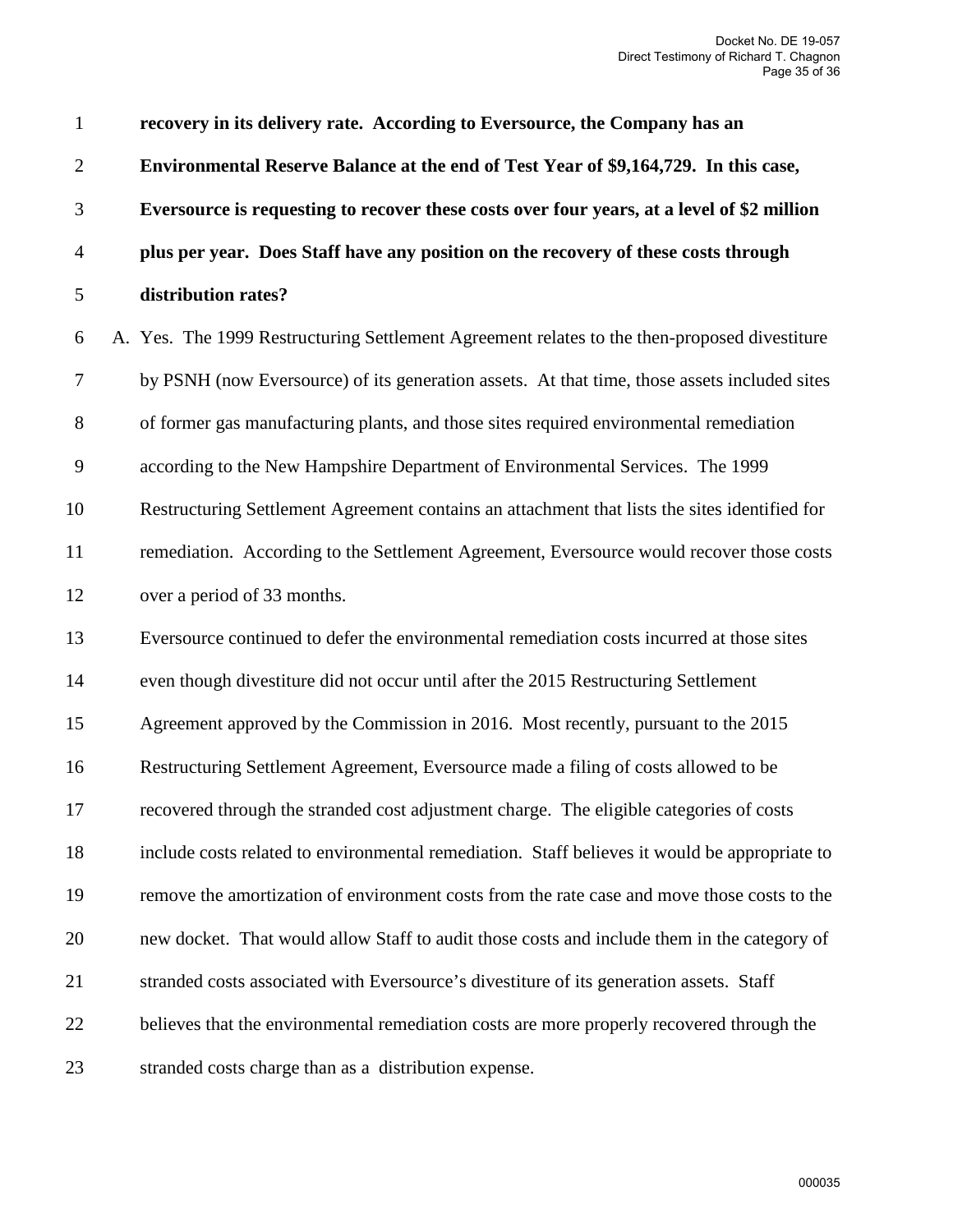**recovery in its delivery rate. According to Eversource, the Company has an Environmental Reserve Balance at the end of Test Year of $9,164,729. In this case, Eversource is requesting to recover these costs over four years, at a level of $2 million plus per year. Does Staff have any position on the recovery of these costs through distribution rates?**

A. Yes. The 1999 Restructuring Settlement Agreement relates to the then-proposed divestiture by PSNH (now Eversource) of its generation assets. At that time, those assets included sites of former gas manufacturing plants, and those sites required environmental remediation according to the New Hampshire Department of Environmental Services. The 1999 Restructuring Settlement Agreement contains an attachment that lists the sites identified for remediation. According to the Settlement Agreement, Eversource would recover those costs over a period of 33 months.

Eversource continued to defer the environmental remediation costs incurred at those sites even though divestiture did not occur until after the 2015 Restructuring Settlement Agreement approved by the Commission in 2016. Most recently, pursuant to the 2015 Restructuring Settlement Agreement, Eversource made a filing of costs allowed to be recovered through the stranded cost adjustment charge. The eligible categories of costs include costs related to environmental remediation. Staff believes it would be appropriate to remove the amortization of environment costs from the rate case and move those costs to the new docket. That would allow Staff to audit those costs and include them in the category of stranded costs associated with Eversource's divestiture of its generation assets. Staff believes that the environmental remediation costs are more properly recovered through the stranded costs charge than as a distribution expense.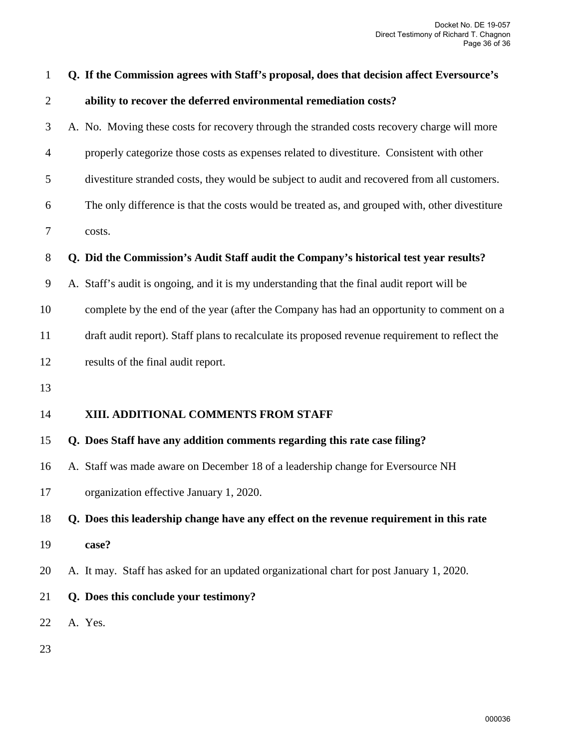**Q. If the Commission agrees with Staff's proposal, does that decision affect Eversource's ability to recover the deferred environmental remediation costs?**

A. No. Moving these costs for recovery through the stranded costs recovery charge will more properly categorize those costs as expenses related to divestiture. Consistent with other divestiture stranded costs, they would be subject to audit and recovered from all customers. The only difference is that the costs would be treated as, and grouped with, other divestiture costs.

**Q. Did the Commission's Audit Staff audit the Company's historical test year results?**

A. Staff's audit is ongoing, and it is my understanding that the final audit report will be complete by the end of the year (after the Company has had an opportunity to comment on a draft audit report). Staff plans to recalculate its proposed revenue requirement to reflect the results of the final audit report.

## XIII. ADDITIONAL COMMENTS FROM STAFF

**Q. Does Staff have any addition comments regarding this rate case filing?**

A. Staff was made aware on December 18 of a leadership change for Eversource NH organization effective January 1, 2020.

**Q. Does this leadership change have any effect on the revenue requirement in this rate case?**

A. It may. Staff has asked for an updated organizational chart for post January 1, 2020.

**Q. Does this conclude your testimony?**

A. Yes.